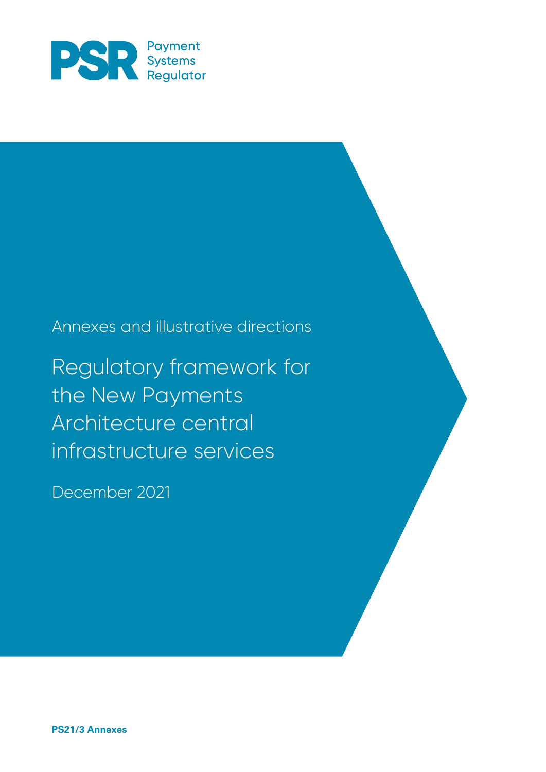PSR Payment Systems Regulator

Annexes and illustrative directions

# Regulatory framework for the New Payments Architecture central infrastructure services

December 2021

**PS21/3 Annexes**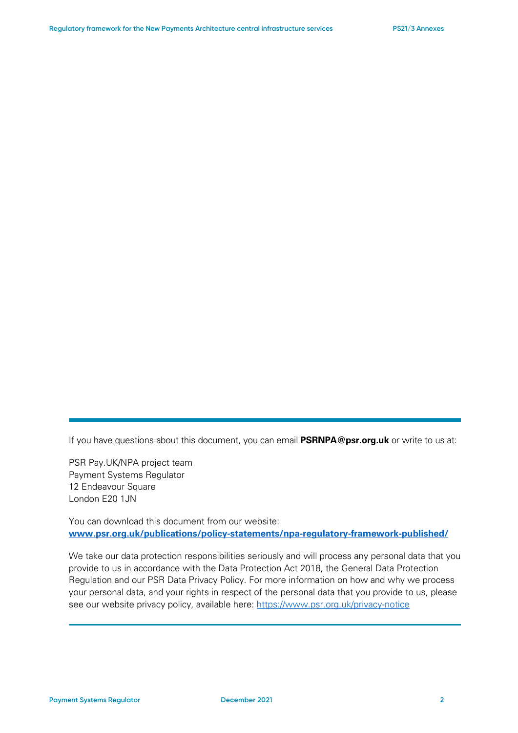If you have questions about this document, you can email **PSRNPA@psr.org.uk** or write to us at:

PSR Pay.UK/NPA project team
Payment Systems Regulator
12 Endeavour Square
London E20 1JN

You can download this document from our website:
**www.psr.org.uk/publications/policy-statements/npa-regulatory-framework-published/**

We take our data protection responsibilities seriously and will process any personal data that you provide to us in accordance with the Data Protection Act 2018, the General Data Protection Regulation and our PSR Data Privacy Policy. For more information on how and why we process your personal data, and your rights in respect of the personal data that you provide to us, please see our website privacy policy, available here: https://www.psr.org.uk/privacy-notice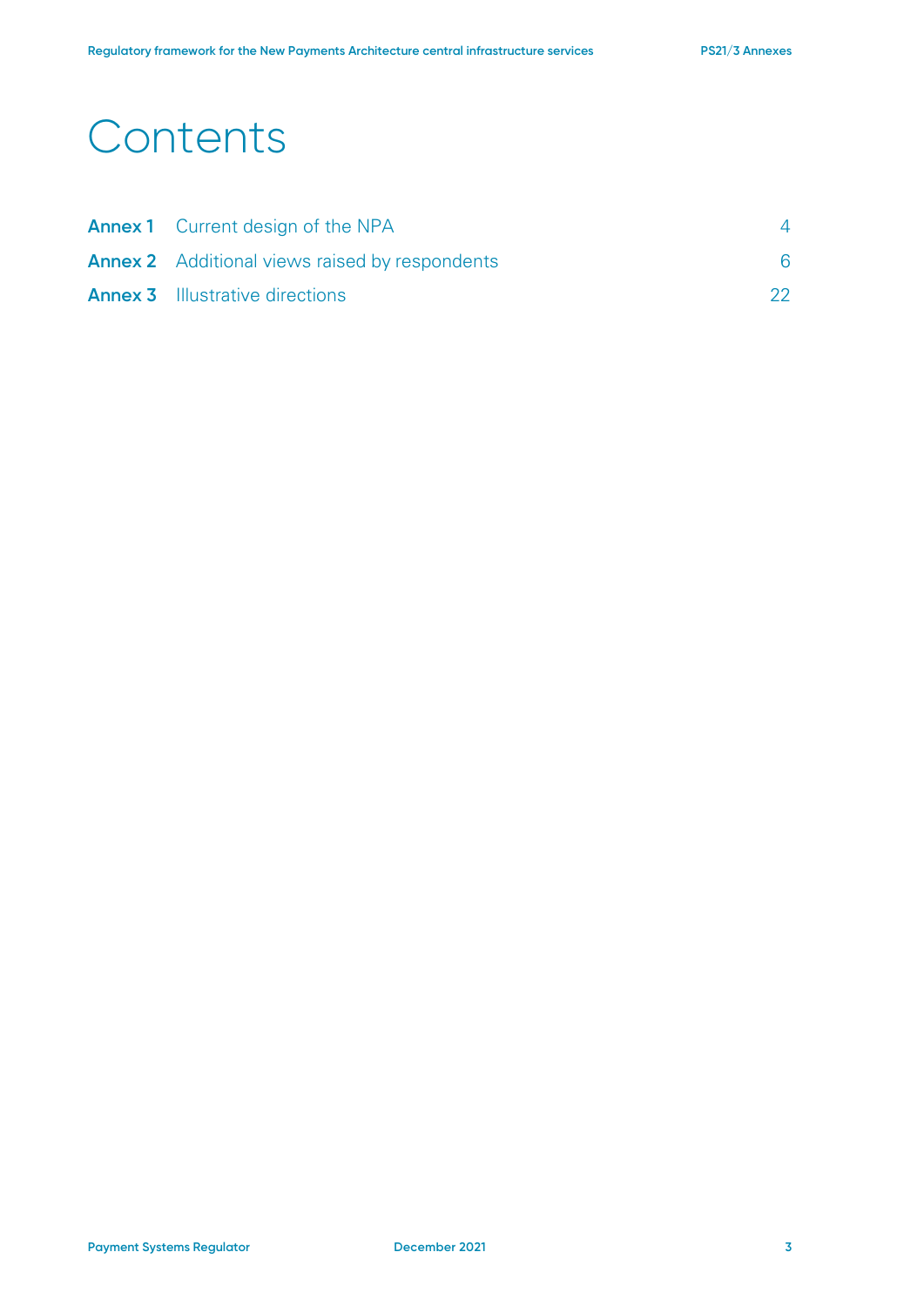# Contents

| | | |
|---|---|---|
| **Annex 1** | Current design of the NPA | 4 |
| **Annex 2** | Additional views raised by respondents | 6 |
| **Annex 3** | Illustrative directions | 22 |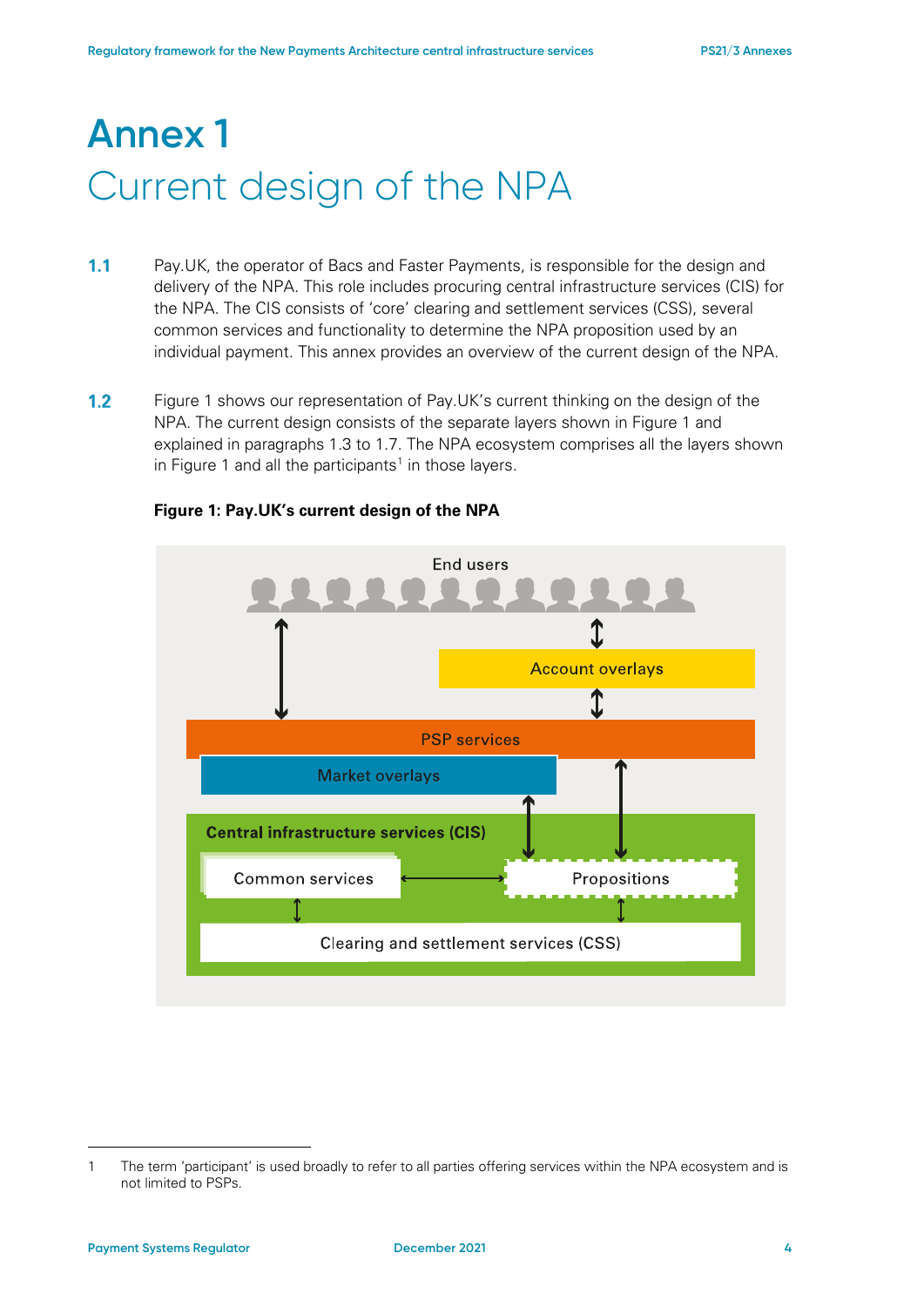# Annex 1
# Current design of the NPA

**1.1** Pay.UK, the operator of Bacs and Faster Payments, is responsible for the design and delivery of the NPA. This role includes procuring central infrastructure services (CIS) for the NPA. The CIS consists of 'core' clearing and settlement services (CSS), several common services and functionality to determine the NPA proposition used by an individual payment. This annex provides an overview of the current design of the NPA.

**1.2** Figure 1 shows our representation of Pay.UK's current thinking on the design of the NPA. The current design consists of the separate layers shown in Figure 1 and explained in paragraphs 1.3 to 1.7. The NPA ecosystem comprises all the layers shown in Figure 1 and all the participants[1] in those layers.

**Figure 1: Pay.UK's current design of the NPA**

End users

Account overlays

PSP services

Market overlays

Central infrastructure services (CIS)

Common services

Propositions

Clearing and settlement services (CSS)

1 The term 'participant' is used broadly to refer to all parties offering services within the NPA ecosystem and is not limited to PSPs.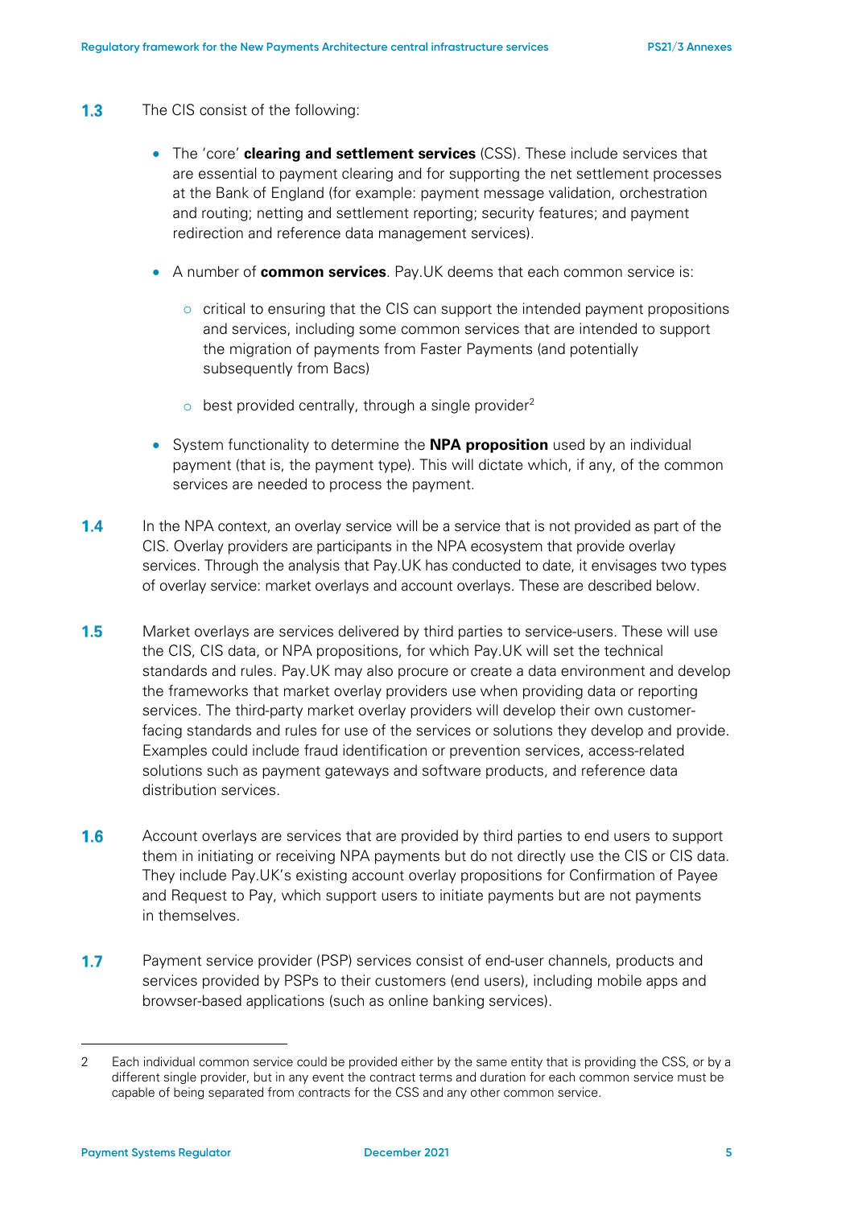**1.3** The CIS consist of the following:

- The 'core' **clearing and settlement services** (CSS). These include services that are essential to payment clearing and for supporting the net settlement processes at the Bank of England (for example: payment message validation, orchestration and routing; netting and settlement reporting; security features; and payment redirection and reference data management services).
- A number of **common services**. Pay.UK deems that each common service is:
  - critical to ensuring that the CIS can support the intended payment propositions and services, including some common services that are intended to support the migration of payments from Faster Payments (and potentially subsequently from Bacs)
  - best provided centrally, through a single provider[2]
- System functionality to determine the **NPA proposition** used by an individual payment (that is, the payment type). This will dictate which, if any, of the common services are needed to process the payment.

**1.4** In the NPA context, an overlay service will be a service that is not provided as part of the CIS. Overlay providers are participants in the NPA ecosystem that provide overlay services. Through the analysis that Pay.UK has conducted to date, it envisages two types of overlay service: market overlays and account overlays. These are described below.

**1.5** Market overlays are services delivered by third parties to service-users. These will use the CIS, CIS data, or NPA propositions, for which Pay.UK will set the technical standards and rules. Pay.UK may also procure or create a data environment and develop the frameworks that market overlay providers use when providing data or reporting services. The third-party market overlay providers will develop their own customer-facing standards and rules for use of the services or solutions they develop and provide. Examples could include fraud identification or prevention services, access-related solutions such as payment gateways and software products, and reference data distribution services.

**1.6** Account overlays are services that are provided by third parties to end users to support them in initiating or receiving NPA payments but do not directly use the CIS or CIS data. They include Pay.UK's existing account overlay propositions for Confirmation of Payee and Request to Pay, which support users to initiate payments but are not payments in themselves.

**1.7** Payment service provider (PSP) services consist of end-user channels, products and services provided by PSPs to their customers (end users), including mobile apps and browser-based applications (such as online banking services).

---

2 Each individual common service could be provided either by the same entity that is providing the CSS, or by a different single provider, but in any event the contract terms and duration for each common service must be capable of being separated from contracts for the CSS and any other common service.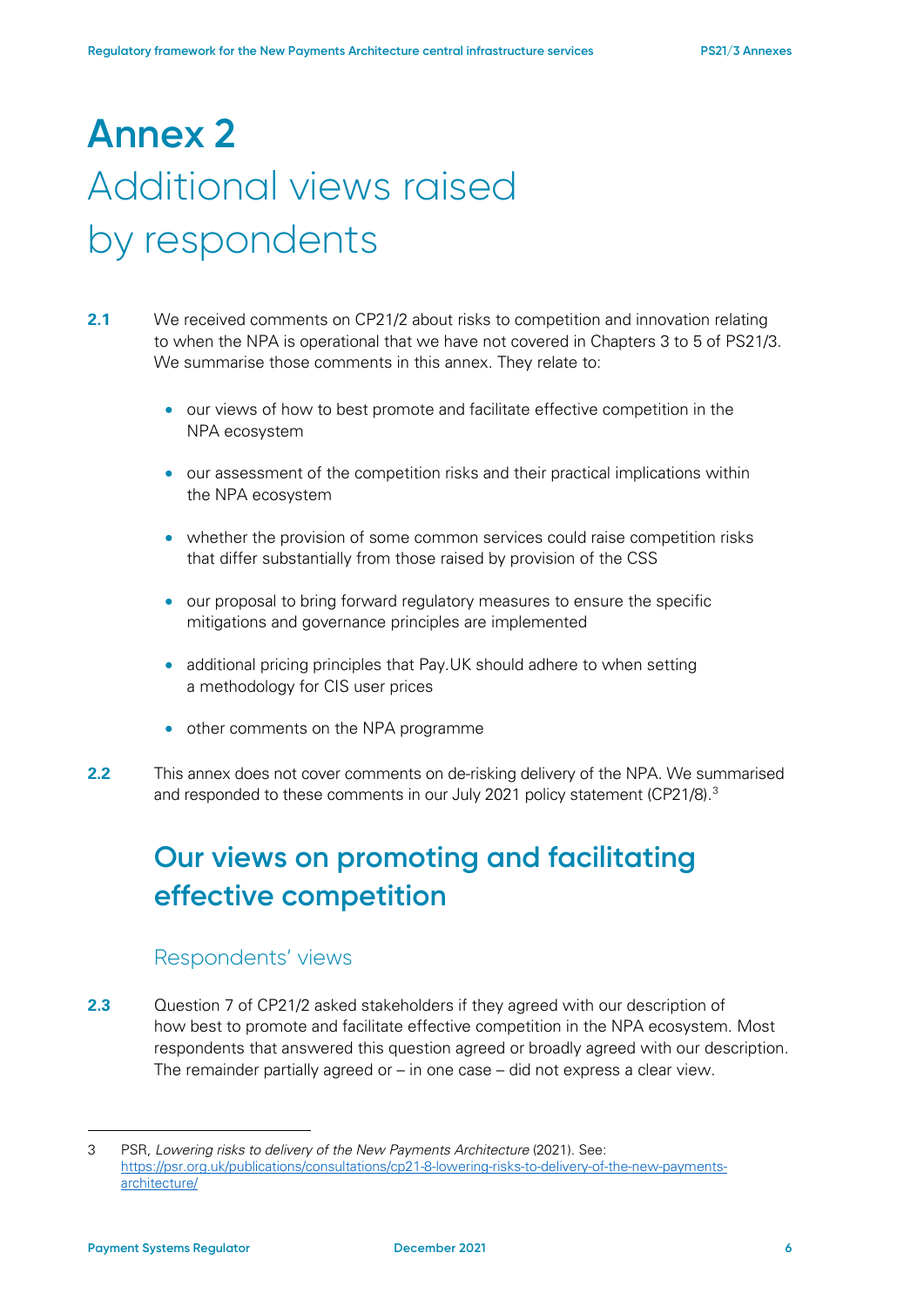# Annex 2
## Additional views raised by respondents

**2.1** We received comments on CP21/2 about risks to competition and innovation relating to when the NPA is operational that we have not covered in Chapters 3 to 5 of PS21/3. We summarise those comments in this annex. They relate to:

- our views of how to best promote and facilitate effective competition in the NPA ecosystem
- our assessment of the competition risks and their practical implications within the NPA ecosystem
- whether the provision of some common services could raise competition risks that differ substantially from those raised by provision of the CSS
- our proposal to bring forward regulatory measures to ensure the specific mitigations and governance principles are implemented
- additional pricing principles that Pay.UK should adhere to when setting a methodology for CIS user prices
- other comments on the NPA programme

**2.2** This annex does not cover comments on de-risking delivery of the NPA. We summarised and responded to these comments in our July 2021 policy statement (CP21/8).[3]

## Our views on promoting and facilitating effective competition

### Respondents' views

**2.3** Question 7 of CP21/2 asked stakeholders if they agreed with our description of how best to promote and facilitate effective competition in the NPA ecosystem. Most respondents that answered this question agreed or broadly agreed with our description. The remainder partially agreed or – in one case – did not express a clear view.

---

3 PSR, *Lowering risks to delivery of the New Payments Architecture* (2021). See: https://psr.org.uk/publications/consultations/cp21-8-lowering-risks-to-delivery-of-the-new-payments-architecture/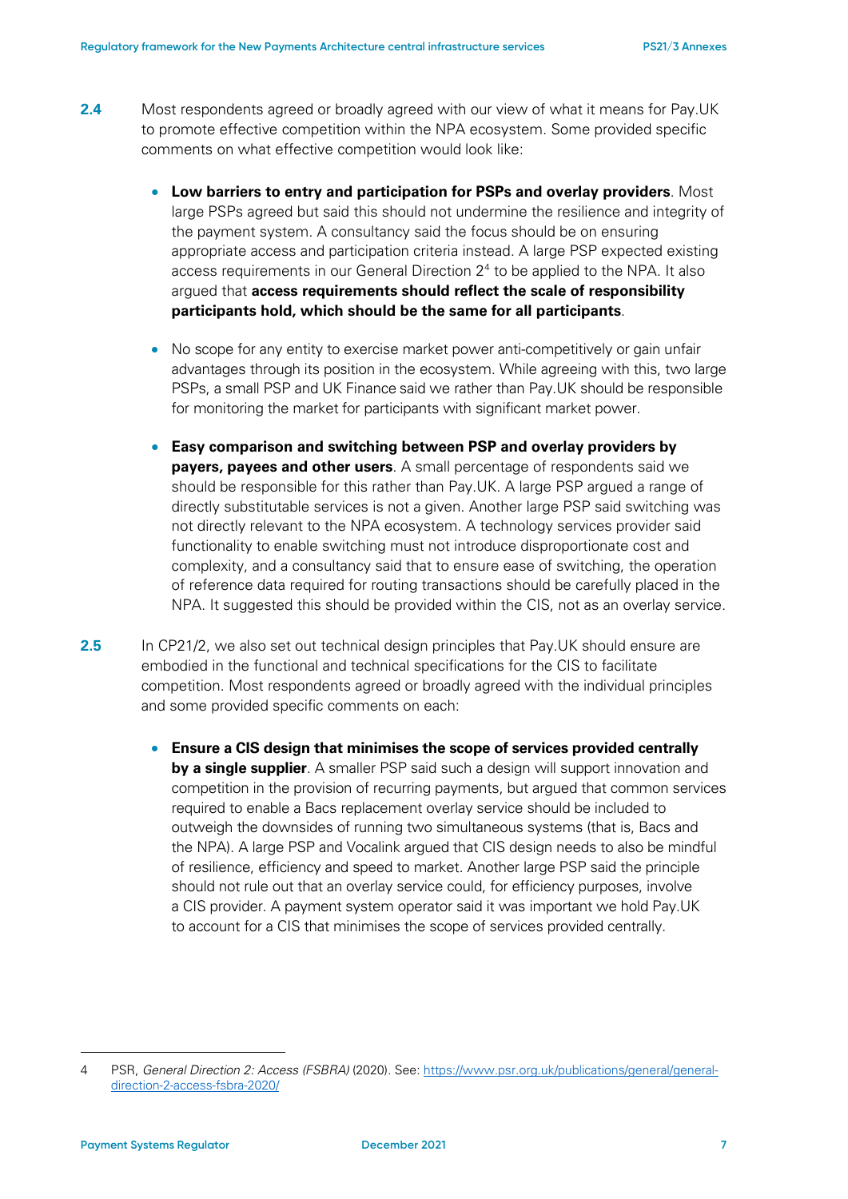**2.4** Most respondents agreed or broadly agreed with our view of what it means for Pay.UK to promote effective competition within the NPA ecosystem. Some provided specific comments on what effective competition would look like:

- **Low barriers to entry and participation for PSPs and overlay providers**. Most large PSPs agreed but said this should not undermine the resilience and integrity of the payment system. A consultancy said the focus should be on ensuring appropriate access and participation criteria instead. A large PSP expected existing access requirements in our General Direction 2[4] to be applied to the NPA. It also argued that **access requirements should reflect the scale of responsibility participants hold, which should be the same for all participants**.

- No scope for any entity to exercise market power anti-competitively or gain unfair advantages through its position in the ecosystem. While agreeing with this, two large PSPs, a small PSP and UK Finance said we rather than Pay.UK should be responsible for monitoring the market for participants with significant market power.

- **Easy comparison and switching between PSP and overlay providers by payers, payees and other users**. A small percentage of respondents said we should be responsible for this rather than Pay.UK. A large PSP argued a range of directly substitutable services is not a given. Another large PSP said switching was not directly relevant to the NPA ecosystem. A technology services provider said functionality to enable switching must not introduce disproportionate cost and complexity, and a consultancy said that to ensure ease of switching, the operation of reference data required for routing transactions should be carefully placed in the NPA. It suggested this should be provided within the CIS, not as an overlay service.

**2.5** In CP21/2, we also set out technical design principles that Pay.UK should ensure are embodied in the functional and technical specifications for the CIS to facilitate competition. Most respondents agreed or broadly agreed with the individual principles and some provided specific comments on each:

- **Ensure a CIS design that minimises the scope of services provided centrally by a single supplier**. A smaller PSP said such a design will support innovation and competition in the provision of recurring payments, but argued that common services required to enable a Bacs replacement overlay service should be included to outweigh the downsides of running two simultaneous systems (that is, Bacs and the NPA). A large PSP and Vocalink argued that CIS design needs to also be mindful of resilience, efficiency and speed to market. Another large PSP said the principle should not rule out that an overlay service could, for efficiency purposes, involve a CIS provider. A payment system operator said it was important we hold Pay.UK to account for a CIS that minimises the scope of services provided centrally.

---

4 PSR, *General Direction 2: Access (FSBRA)* (2020). See: https://www.psr.org.uk/publications/general/general-direction-2-access-fsbra-2020/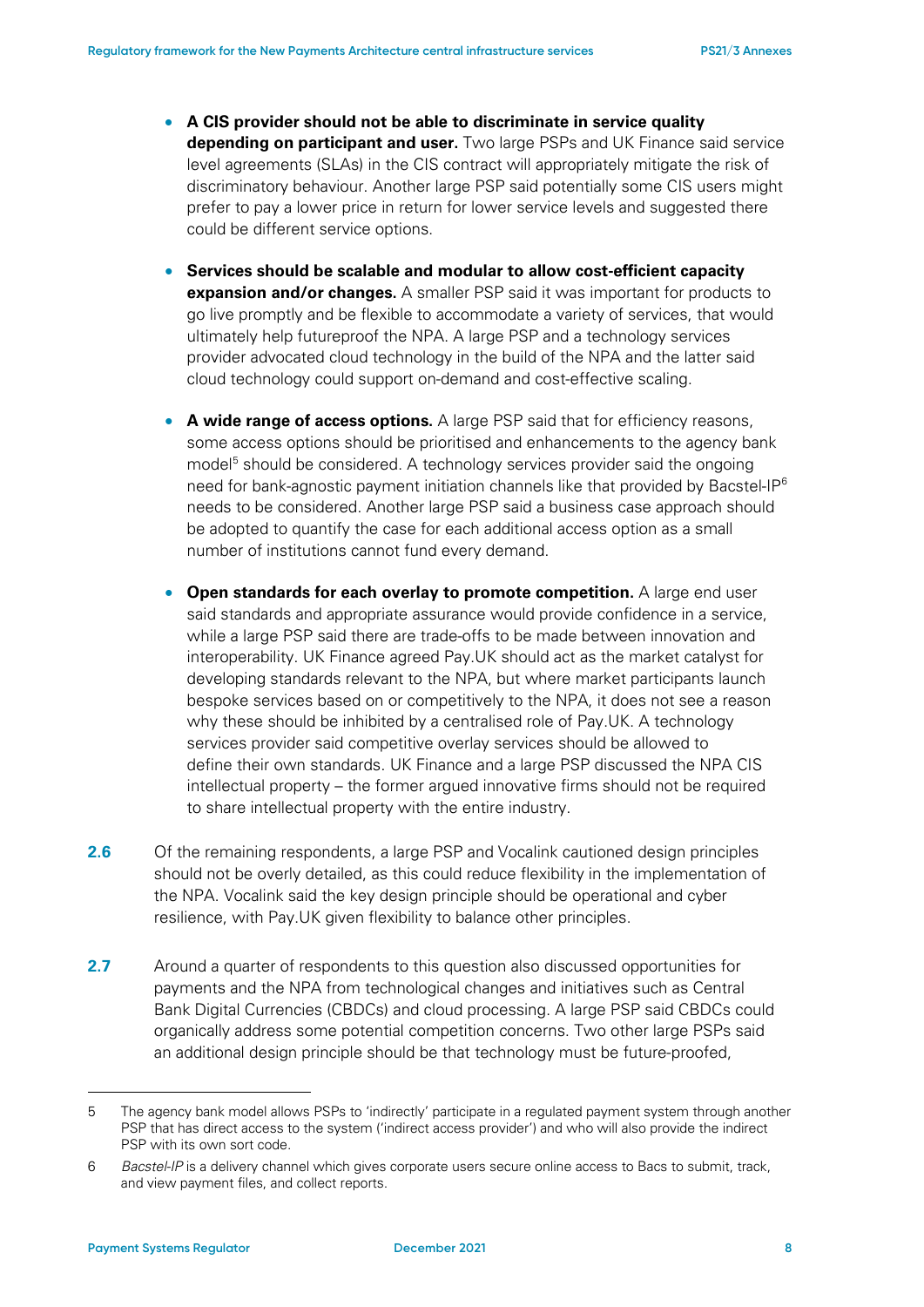- **A CIS provider should not be able to discriminate in service quality depending on participant and user.** Two large PSPs and UK Finance said service level agreements (SLAs) in the CIS contract will appropriately mitigate the risk of discriminatory behaviour. Another large PSP said potentially some CIS users might prefer to pay a lower price in return for lower service levels and suggested there could be different service options.

- **Services should be scalable and modular to allow cost-efficient capacity expansion and/or changes.** A smaller PSP said it was important for products to go live promptly and be flexible to accommodate a variety of services, that would ultimately help futureproof the NPA. A large PSP and a technology services provider advocated cloud technology in the build of the NPA and the latter said cloud technology could support on-demand and cost-effective scaling.

- **A wide range of access options.** A large PSP said that for efficiency reasons, some access options should be prioritised and enhancements to the agency bank model[5] should be considered. A technology services provider said the ongoing need for bank-agnostic payment initiation channels like that provided by Bacstel-IP[6] needs to be considered. Another large PSP said a business case approach should be adopted to quantify the case for each additional access option as a small number of institutions cannot fund every demand.

- **Open standards for each overlay to promote competition.** A large end user said standards and appropriate assurance would provide confidence in a service, while a large PSP said there are trade-offs to be made between innovation and interoperability. UK Finance agreed Pay.UK should act as the market catalyst for developing standards relevant to the NPA, but where market participants launch bespoke services based on or competitively to the NPA, it does not see a reason why these should be inhibited by a centralised role of Pay.UK. A technology services provider said competitive overlay services should be allowed to define their own standards. UK Finance and a large PSP discussed the NPA CIS intellectual property – the former argued innovative firms should not be required to share intellectual property with the entire industry.

**2.6** Of the remaining respondents, a large PSP and Vocalink cautioned design principles should not be overly detailed, as this could reduce flexibility in the implementation of the NPA. Vocalink said the key design principle should be operational and cyber resilience, with Pay.UK given flexibility to balance other principles.

**2.7** Around a quarter of respondents to this question also discussed opportunities for payments and the NPA from technological changes and initiatives such as Central Bank Digital Currencies (CBDCs) and cloud processing. A large PSP said CBDCs could organically address some potential competition concerns. Two other large PSPs said an additional design principle should be that technology must be future-proofed,

---

5 The agency bank model allows PSPs to 'indirectly' participate in a regulated payment system through another PSP that has direct access to the system ('indirect access provider') and who will also provide the indirect PSP with its own sort code.

6 *Bacstel-IP* is a delivery channel which gives corporate users secure online access to Bacs to submit, track, and view payment files, and collect reports.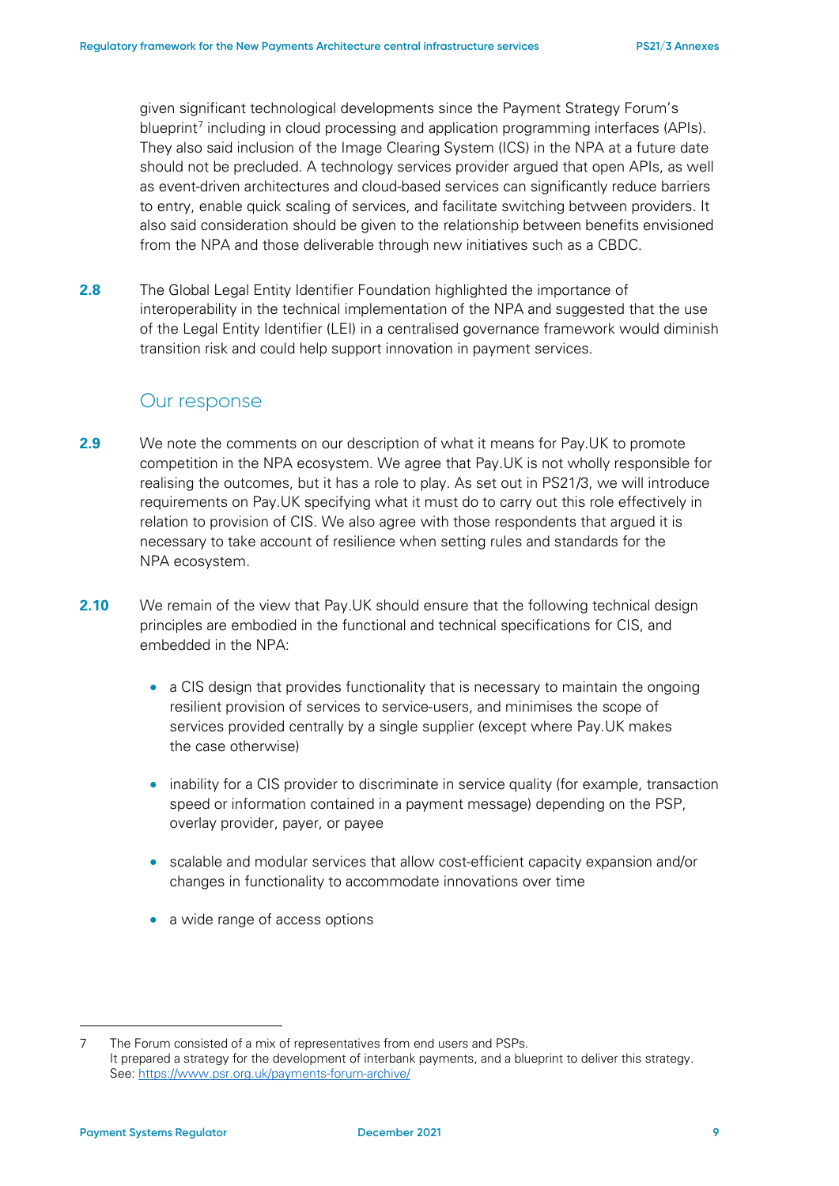given significant technological developments since the Payment Strategy Forum's blueprint[7] including in cloud processing and application programming interfaces (APIs). They also said inclusion of the Image Clearing System (ICS) in the NPA at a future date should not be precluded. A technology services provider argued that open APIs, as well as event-driven architectures and cloud-based services can significantly reduce barriers to entry, enable quick scaling of services, and facilitate switching between providers. It also said consideration should be given to the relationship between benefits envisioned from the NPA and those deliverable through new initiatives such as a CBDC.

**2.8** The Global Legal Entity Identifier Foundation highlighted the importance of interoperability in the technical implementation of the NPA and suggested that the use of the Legal Entity Identifier (LEI) in a centralised governance framework would diminish transition risk and could help support innovation in payment services.

## Our response

**2.9** We note the comments on our description of what it means for Pay.UK to promote competition in the NPA ecosystem. We agree that Pay.UK is not wholly responsible for realising the outcomes, but it has a role to play. As set out in PS21/3, we will introduce requirements on Pay.UK specifying what it must do to carry out this role effectively in relation to provision of CIS. We also agree with those respondents that argued it is necessary to take account of resilience when setting rules and standards for the NPA ecosystem.

**2.10** We remain of the view that Pay.UK should ensure that the following technical design principles are embodied in the functional and technical specifications for CIS, and embedded in the NPA:

- a CIS design that provides functionality that is necessary to maintain the ongoing resilient provision of services to service-users, and minimises the scope of services provided centrally by a single supplier (except where Pay.UK makes the case otherwise)
- inability for a CIS provider to discriminate in service quality (for example, transaction speed or information contained in a payment message) depending on the PSP, overlay provider, payer, or payee
- scalable and modular services that allow cost-efficient capacity expansion and/or changes in functionality to accommodate innovations over time
- a wide range of access options

7 The Forum consisted of a mix of representatives from end users and PSPs. It prepared a strategy for the development of interbank payments, and a blueprint to deliver this strategy. See: https://www.psr.org.uk/payments-forum-archive/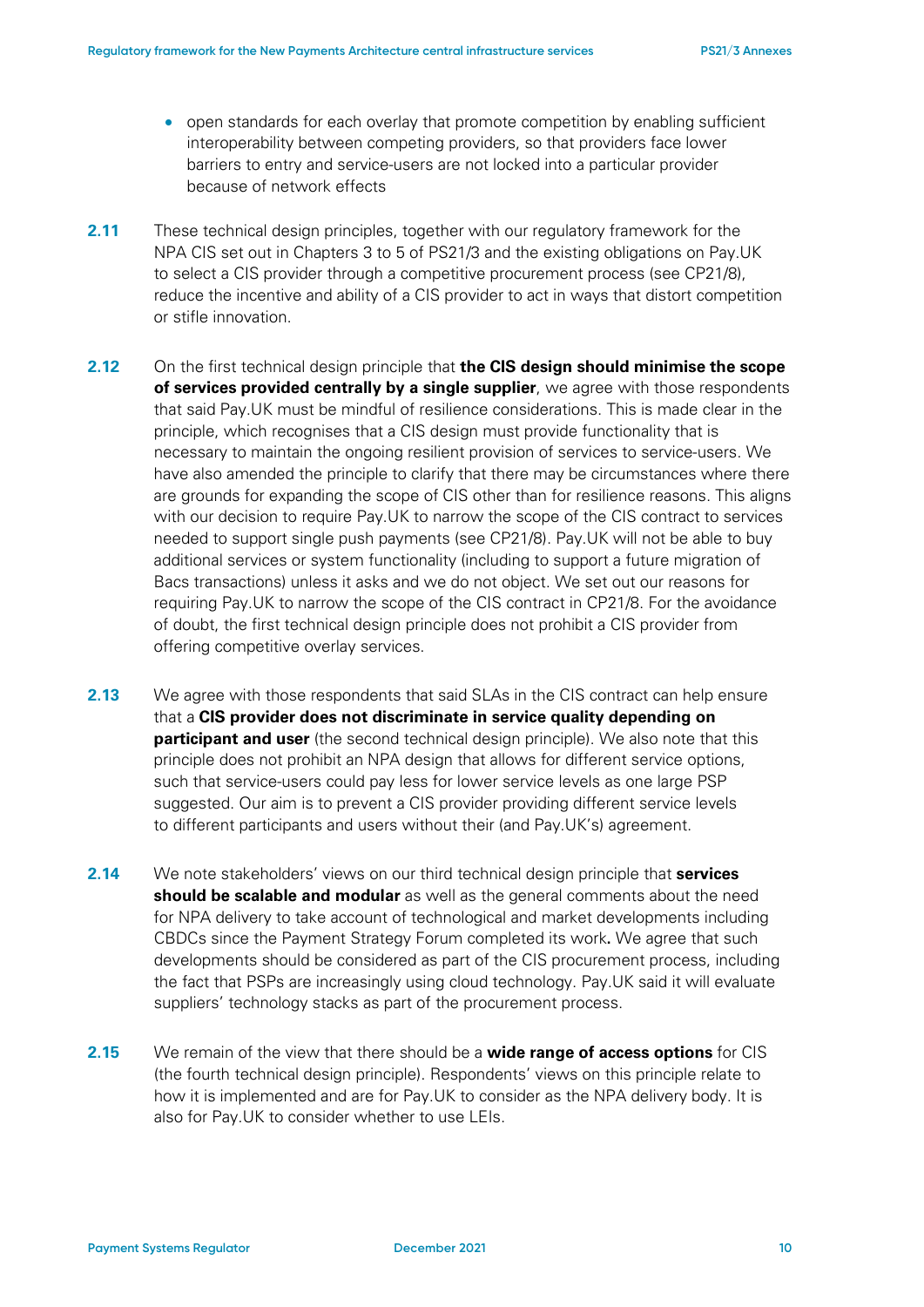- open standards for each overlay that promote competition by enabling sufficient interoperability between competing providers, so that providers face lower barriers to entry and service-users are not locked into a particular provider because of network effects

**2.11** These technical design principles, together with our regulatory framework for the NPA CIS set out in Chapters 3 to 5 of PS21/3 and the existing obligations on Pay.UK to select a CIS provider through a competitive procurement process (see CP21/8), reduce the incentive and ability of a CIS provider to act in ways that distort competition or stifle innovation.

**2.12** On the first technical design principle that **the CIS design should minimise the scope of services provided centrally by a single supplier**, we agree with those respondents that said Pay.UK must be mindful of resilience considerations. This is made clear in the principle, which recognises that a CIS design must provide functionality that is necessary to maintain the ongoing resilient provision of services to service-users. We have also amended the principle to clarify that there may be circumstances where there are grounds for expanding the scope of CIS other than for resilience reasons. This aligns with our decision to require Pay.UK to narrow the scope of the CIS contract to services needed to support single push payments (see CP21/8). Pay.UK will not be able to buy additional services or system functionality (including to support a future migration of Bacs transactions) unless it asks and we do not object. We set out our reasons for requiring Pay.UK to narrow the scope of the CIS contract in CP21/8. For the avoidance of doubt, the first technical design principle does not prohibit a CIS provider from offering competitive overlay services.

**2.13** We agree with those respondents that said SLAs in the CIS contract can help ensure that a **CIS provider does not discriminate in service quality depending on participant and user** (the second technical design principle). We also note that this principle does not prohibit an NPA design that allows for different service options, such that service-users could pay less for lower service levels as one large PSP suggested. Our aim is to prevent a CIS provider providing different service levels to different participants and users without their (and Pay.UK's) agreement.

**2.14** We note stakeholders' views on our third technical design principle that **services should be scalable and modular** as well as the general comments about the need for NPA delivery to take account of technological and market developments including CBDCs since the Payment Strategy Forum completed its work**.** We agree that such developments should be considered as part of the CIS procurement process, including the fact that PSPs are increasingly using cloud technology. Pay.UK said it will evaluate suppliers' technology stacks as part of the procurement process.

**2.15** We remain of the view that there should be a **wide range of access options** for CIS (the fourth technical design principle). Respondents' views on this principle relate to how it is implemented and are for Pay.UK to consider as the NPA delivery body. It is also for Pay.UK to consider whether to use LEIs.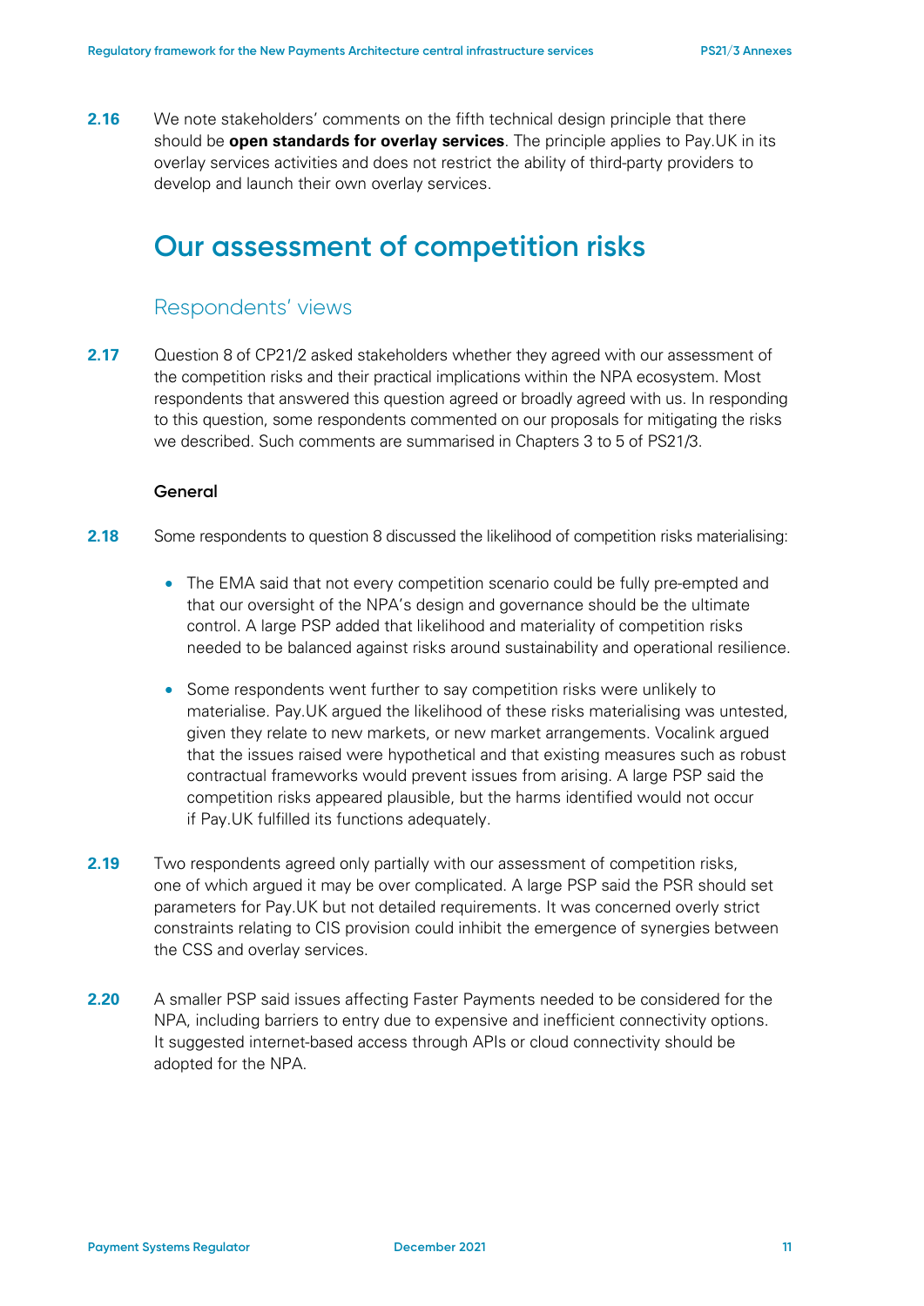**2.16** We note stakeholders' comments on the fifth technical design principle that there should be **open standards for overlay services**. The principle applies to Pay.UK in its overlay services activities and does not restrict the ability of third-party providers to develop and launch their own overlay services.

## Our assessment of competition risks

### Respondents' views

**2.17** Question 8 of CP21/2 asked stakeholders whether they agreed with our assessment of the competition risks and their practical implications within the NPA ecosystem. Most respondents that answered this question agreed or broadly agreed with us. In responding to this question, some respondents commented on our proposals for mitigating the risks we described. Such comments are summarised in Chapters 3 to 5 of PS21/3.

#### General

**2.18** Some respondents to question 8 discussed the likelihood of competition risks materialising:

- The EMA said that not every competition scenario could be fully pre-empted and that our oversight of the NPA's design and governance should be the ultimate control. A large PSP added that likelihood and materiality of competition risks needed to be balanced against risks around sustainability and operational resilience.
- Some respondents went further to say competition risks were unlikely to materialise. Pay.UK argued the likelihood of these risks materialising was untested, given they relate to new markets, or new market arrangements. Vocalink argued that the issues raised were hypothetical and that existing measures such as robust contractual frameworks would prevent issues from arising. A large PSP said the competition risks appeared plausible, but the harms identified would not occur if Pay.UK fulfilled its functions adequately.

**2.19** Two respondents agreed only partially with our assessment of competition risks, one of which argued it may be over complicated. A large PSP said the PSR should set parameters for Pay.UK but not detailed requirements. It was concerned overly strict constraints relating to CIS provision could inhibit the emergence of synergies between the CSS and overlay services.

**2.20** A smaller PSP said issues affecting Faster Payments needed to be considered for the NPA, including barriers to entry due to expensive and inefficient connectivity options. It suggested internet-based access through APIs or cloud connectivity should be adopted for the NPA.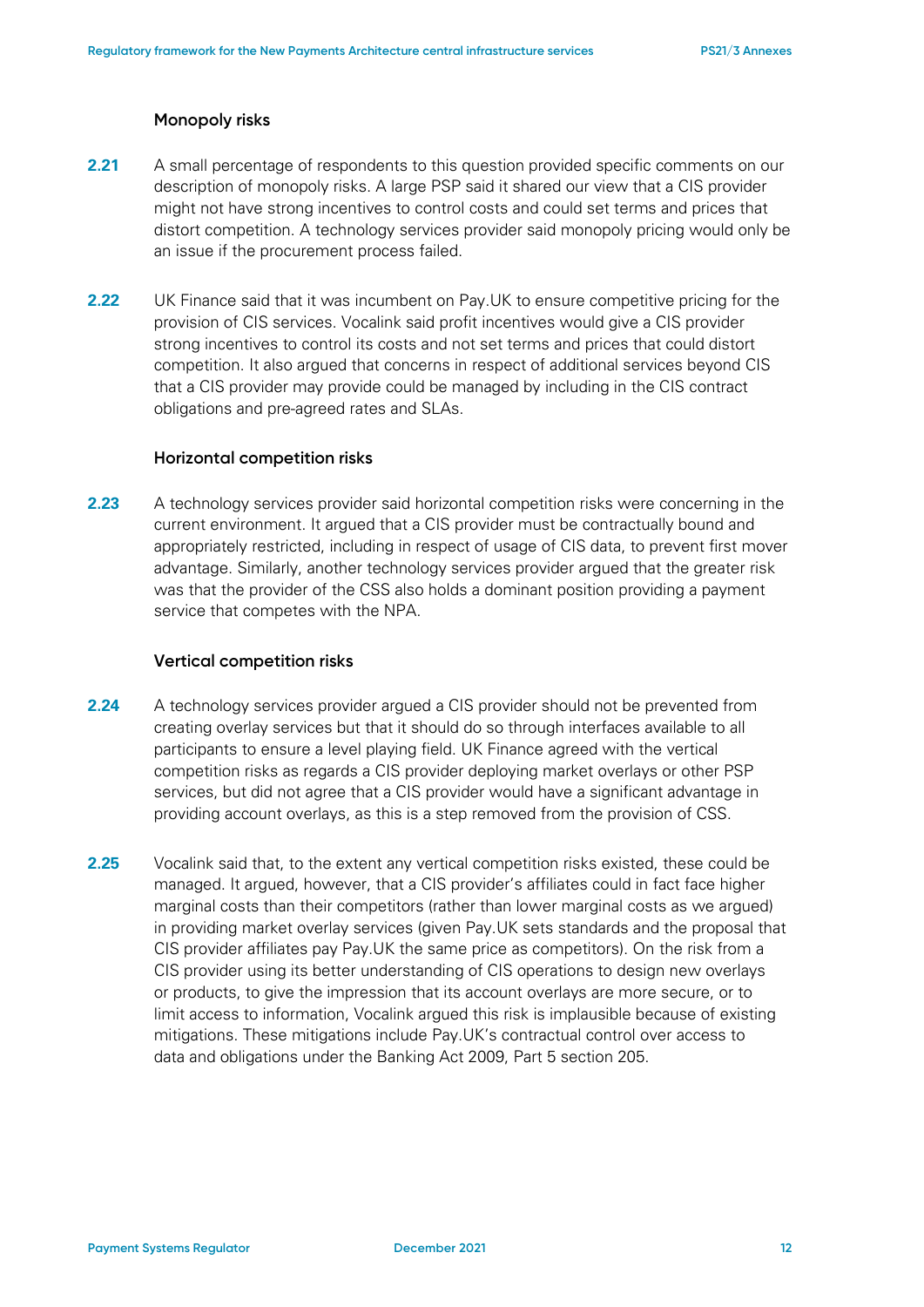### Monopoly risks

**2.21** A small percentage of respondents to this question provided specific comments on our description of monopoly risks. A large PSP said it shared our view that a CIS provider might not have strong incentives to control costs and could set terms and prices that distort competition. A technology services provider said monopoly pricing would only be an issue if the procurement process failed.

**2.22** UK Finance said that it was incumbent on Pay.UK to ensure competitive pricing for the provision of CIS services. Vocalink said profit incentives would give a CIS provider strong incentives to control its costs and not set terms and prices that could distort competition. It also argued that concerns in respect of additional services beyond CIS that a CIS provider may provide could be managed by including in the CIS contract obligations and pre-agreed rates and SLAs.

### Horizontal competition risks

**2.23** A technology services provider said horizontal competition risks were concerning in the current environment. It argued that a CIS provider must be contractually bound and appropriately restricted, including in respect of usage of CIS data, to prevent first mover advantage. Similarly, another technology services provider argued that the greater risk was that the provider of the CSS also holds a dominant position providing a payment service that competes with the NPA.

### Vertical competition risks

**2.24** A technology services provider argued a CIS provider should not be prevented from creating overlay services but that it should do so through interfaces available to all participants to ensure a level playing field. UK Finance agreed with the vertical competition risks as regards a CIS provider deploying market overlays or other PSP services, but did not agree that a CIS provider would have a significant advantage in providing account overlays, as this is a step removed from the provision of CSS.

**2.25** Vocalink said that, to the extent any vertical competition risks existed, these could be managed. It argued, however, that a CIS provider's affiliates could in fact face higher marginal costs than their competitors (rather than lower marginal costs as we argued) in providing market overlay services (given Pay.UK sets standards and the proposal that CIS provider affiliates pay Pay.UK the same price as competitors). On the risk from a CIS provider using its better understanding of CIS operations to design new overlays or products, to give the impression that its account overlays are more secure, or to limit access to information, Vocalink argued this risk is implausible because of existing mitigations. These mitigations include Pay.UK's contractual control over access to data and obligations under the Banking Act 2009, Part 5 section 205.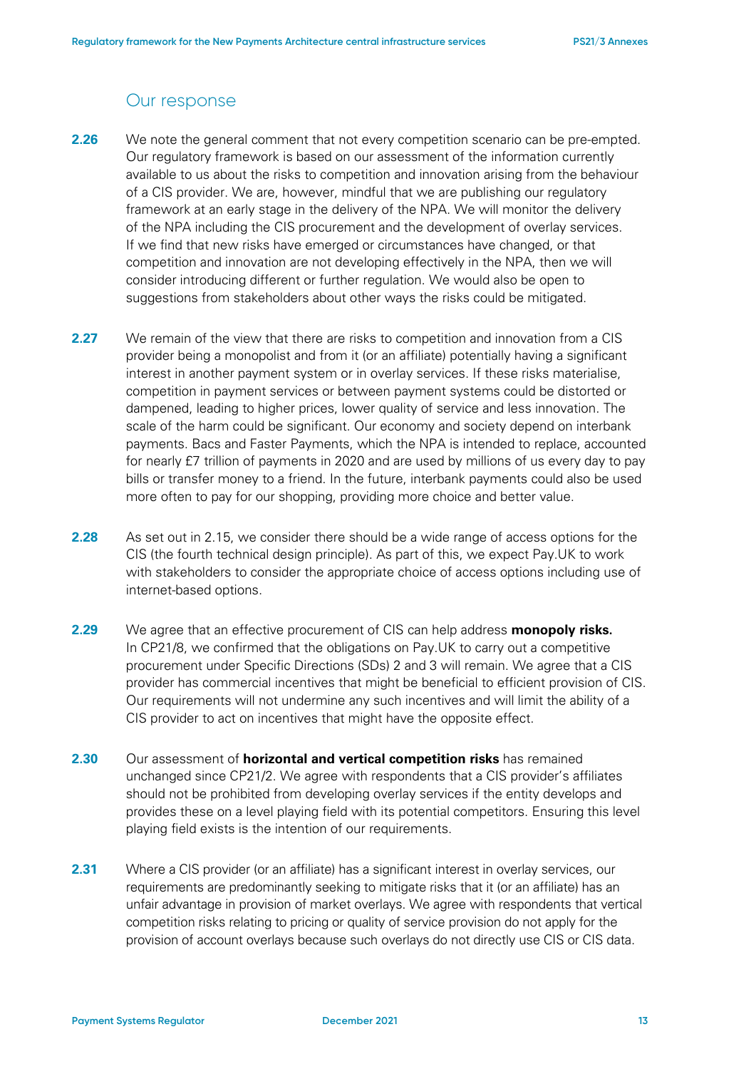## Our response

**2.26** We note the general comment that not every competition scenario can be pre-empted. Our regulatory framework is based on our assessment of the information currently available to us about the risks to competition and innovation arising from the behaviour of a CIS provider. We are, however, mindful that we are publishing our regulatory framework at an early stage in the delivery of the NPA. We will monitor the delivery of the NPA including the CIS procurement and the development of overlay services. If we find that new risks have emerged or circumstances have changed, or that competition and innovation are not developing effectively in the NPA, then we will consider introducing different or further regulation. We would also be open to suggestions from stakeholders about other ways the risks could be mitigated.

**2.27** We remain of the view that there are risks to competition and innovation from a CIS provider being a monopolist and from it (or an affiliate) potentially having a significant interest in another payment system or in overlay services. If these risks materialise, competition in payment services or between payment systems could be distorted or dampened, leading to higher prices, lower quality of service and less innovation. The scale of the harm could be significant. Our economy and society depend on interbank payments. Bacs and Faster Payments, which the NPA is intended to replace, accounted for nearly £7 trillion of payments in 2020 and are used by millions of us every day to pay bills or transfer money to a friend. In the future, interbank payments could also be used more often to pay for our shopping, providing more choice and better value.

**2.28** As set out in 2.15, we consider there should be a wide range of access options for the CIS (the fourth technical design principle). As part of this, we expect Pay.UK to work with stakeholders to consider the appropriate choice of access options including use of internet-based options.

**2.29** We agree that an effective procurement of CIS can help address **monopoly risks.** In CP21/8, we confirmed that the obligations on Pay.UK to carry out a competitive procurement under Specific Directions (SDs) 2 and 3 will remain. We agree that a CIS provider has commercial incentives that might be beneficial to efficient provision of CIS. Our requirements will not undermine any such incentives and will limit the ability of a CIS provider to act on incentives that might have the opposite effect.

**2.30** Our assessment of **horizontal and vertical competition risks** has remained unchanged since CP21/2. We agree with respondents that a CIS provider's affiliates should not be prohibited from developing overlay services if the entity develops and provides these on a level playing field with its potential competitors. Ensuring this level playing field exists is the intention of our requirements.

**2.31** Where a CIS provider (or an affiliate) has a significant interest in overlay services, our requirements are predominantly seeking to mitigate risks that it (or an affiliate) has an unfair advantage in provision of market overlays. We agree with respondents that vertical competition risks relating to pricing or quality of service provision do not apply for the provision of account overlays because such overlays do not directly use CIS or CIS data.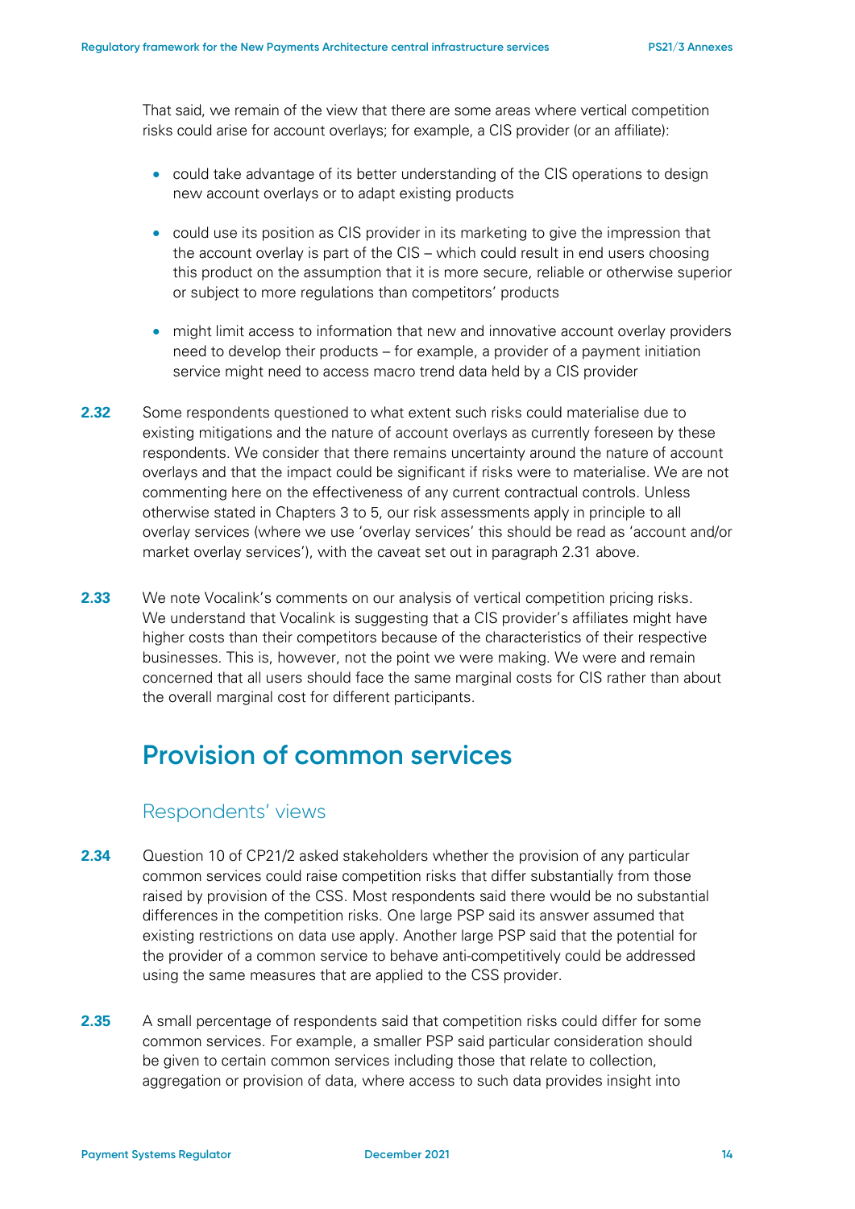That said, we remain of the view that there are some areas where vertical competition risks could arise for account overlays; for example, a CIS provider (or an affiliate):

- could take advantage of its better understanding of the CIS operations to design new account overlays or to adapt existing products
- could use its position as CIS provider in its marketing to give the impression that the account overlay is part of the CIS – which could result in end users choosing this product on the assumption that it is more secure, reliable or otherwise superior or subject to more regulations than competitors' products
- might limit access to information that new and innovative account overlay providers need to develop their products – for example, a provider of a payment initiation service might need to access macro trend data held by a CIS provider

**2.32** Some respondents questioned to what extent such risks could materialise due to existing mitigations and the nature of account overlays as currently foreseen by these respondents. We consider that there remains uncertainty around the nature of account overlays and that the impact could be significant if risks were to materialise. We are not commenting here on the effectiveness of any current contractual controls. Unless otherwise stated in Chapters 3 to 5, our risk assessments apply in principle to all overlay services (where we use 'overlay services' this should be read as 'account and/or market overlay services'), with the caveat set out in paragraph 2.31 above.

**2.33** We note Vocalink's comments on our analysis of vertical competition pricing risks. We understand that Vocalink is suggesting that a CIS provider's affiliates might have higher costs than their competitors because of the characteristics of their respective businesses. This is, however, not the point we were making. We were and remain concerned that all users should face the same marginal costs for CIS rather than about the overall marginal cost for different participants.

## Provision of common services

### Respondents' views

**2.34** Question 10 of CP21/2 asked stakeholders whether the provision of any particular common services could raise competition risks that differ substantially from those raised by provision of the CSS. Most respondents said there would be no substantial differences in the competition risks. One large PSP said its answer assumed that existing restrictions on data use apply. Another large PSP said that the potential for the provider of a common service to behave anti-competitively could be addressed using the same measures that are applied to the CSS provider.

**2.35** A small percentage of respondents said that competition risks could differ for some common services. For example, a smaller PSP said particular consideration should be given to certain common services including those that relate to collection, aggregation or provision of data, where access to such data provides insight into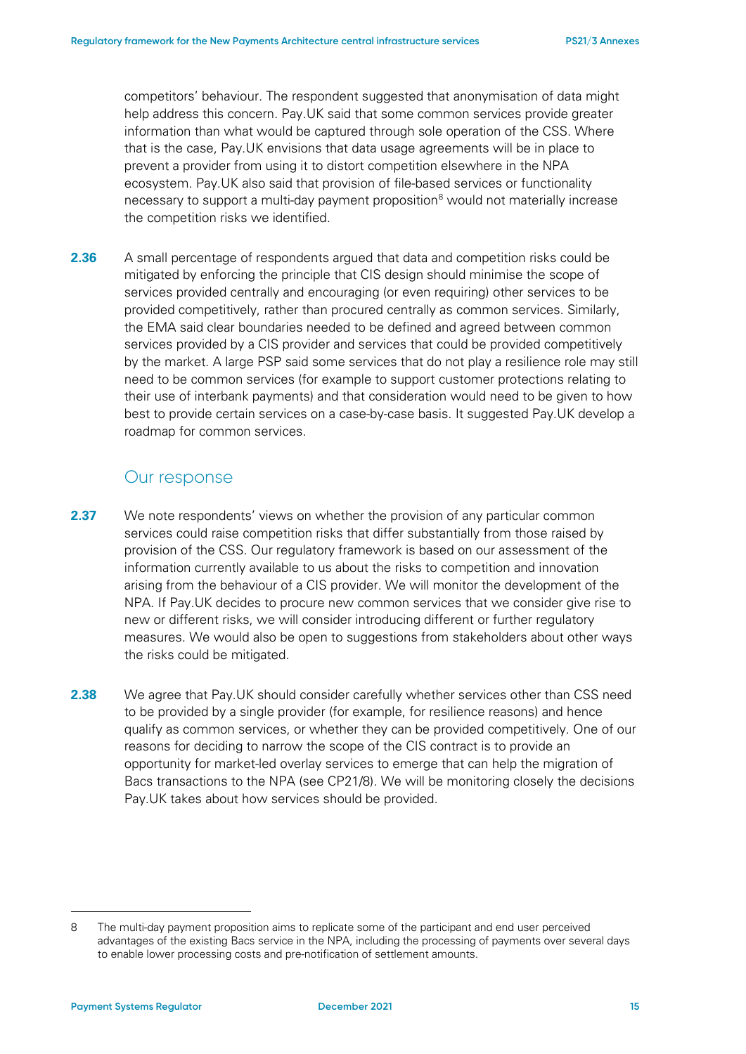competitors' behaviour. The respondent suggested that anonymisation of data might help address this concern. Pay.UK said that some common services provide greater information than what would be captured through sole operation of the CSS. Where that is the case, Pay.UK envisions that data usage agreements will be in place to prevent a provider from using it to distort competition elsewhere in the NPA ecosystem. Pay.UK also said that provision of file-based services or functionality necessary to support a multi-day payment proposition[8] would not materially increase the competition risks we identified.

**2.36** A small percentage of respondents argued that data and competition risks could be mitigated by enforcing the principle that CIS design should minimise the scope of services provided centrally and encouraging (or even requiring) other services to be provided competitively, rather than procured centrally as common services. Similarly, the EMA said clear boundaries needed to be defined and agreed between common services provided by a CIS provider and services that could be provided competitively by the market. A large PSP said some services that do not play a resilience role may still need to be common services (for example to support customer protections relating to their use of interbank payments) and that consideration would need to be given to how best to provide certain services on a case-by-case basis. It suggested Pay.UK develop a roadmap for common services.

## Our response

**2.37** We note respondents' views on whether the provision of any particular common services could raise competition risks that differ substantially from those raised by provision of the CSS. Our regulatory framework is based on our assessment of the information currently available to us about the risks to competition and innovation arising from the behaviour of a CIS provider. We will monitor the development of the NPA. If Pay.UK decides to procure new common services that we consider give rise to new or different risks, we will consider introducing different or further regulatory measures. We would also be open to suggestions from stakeholders about other ways the risks could be mitigated.

**2.38** We agree that Pay.UK should consider carefully whether services other than CSS need to be provided by a single provider (for example, for resilience reasons) and hence qualify as common services, or whether they can be provided competitively. One of our reasons for deciding to narrow the scope of the CIS contract is to provide an opportunity for market-led overlay services to emerge that can help the migration of Bacs transactions to the NPA (see CP21/8). We will be monitoring closely the decisions Pay.UK takes about how services should be provided.

---

8 The multi-day payment proposition aims to replicate some of the participant and end user perceived advantages of the existing Bacs service in the NPA, including the processing of payments over several days to enable lower processing costs and pre-notification of settlement amounts.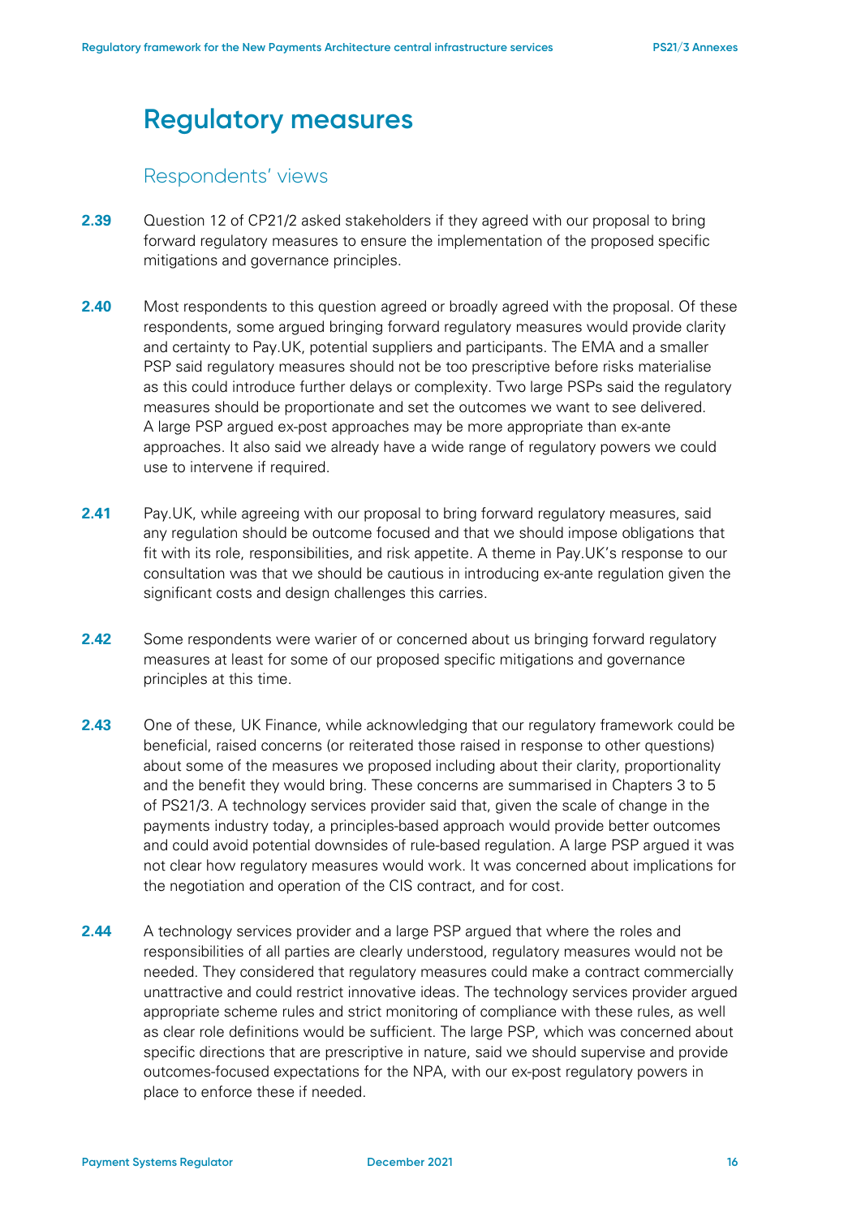# Regulatory measures

## Respondents' views

**2.39** Question 12 of CP21/2 asked stakeholders if they agreed with our proposal to bring forward regulatory measures to ensure the implementation of the proposed specific mitigations and governance principles.

**2.40** Most respondents to this question agreed or broadly agreed with the proposal. Of these respondents, some argued bringing forward regulatory measures would provide clarity and certainty to Pay.UK, potential suppliers and participants. The EMA and a smaller PSP said regulatory measures should not be too prescriptive before risks materialise as this could introduce further delays or complexity. Two large PSPs said the regulatory measures should be proportionate and set the outcomes we want to see delivered. A large PSP argued ex-post approaches may be more appropriate than ex-ante approaches. It also said we already have a wide range of regulatory powers we could use to intervene if required.

**2.41** Pay.UK, while agreeing with our proposal to bring forward regulatory measures, said any regulation should be outcome focused and that we should impose obligations that fit with its role, responsibilities, and risk appetite. A theme in Pay.UK's response to our consultation was that we should be cautious in introducing ex-ante regulation given the significant costs and design challenges this carries.

**2.42** Some respondents were warier of or concerned about us bringing forward regulatory measures at least for some of our proposed specific mitigations and governance principles at this time.

**2.43** One of these, UK Finance, while acknowledging that our regulatory framework could be beneficial, raised concerns (or reiterated those raised in response to other questions) about some of the measures we proposed including about their clarity, proportionality and the benefit they would bring. These concerns are summarised in Chapters 3 to 5 of PS21/3. A technology services provider said that, given the scale of change in the payments industry today, a principles-based approach would provide better outcomes and could avoid potential downsides of rule-based regulation. A large PSP argued it was not clear how regulatory measures would work. It was concerned about implications for the negotiation and operation of the CIS contract, and for cost.

**2.44** A technology services provider and a large PSP argued that where the roles and responsibilities of all parties are clearly understood, regulatory measures would not be needed. They considered that regulatory measures could make a contract commercially unattractive and could restrict innovative ideas. The technology services provider argued appropriate scheme rules and strict monitoring of compliance with these rules, as well as clear role definitions would be sufficient. The large PSP, which was concerned about specific directions that are prescriptive in nature, said we should supervise and provide outcomes-focused expectations for the NPA, with our ex-post regulatory powers in place to enforce these if needed.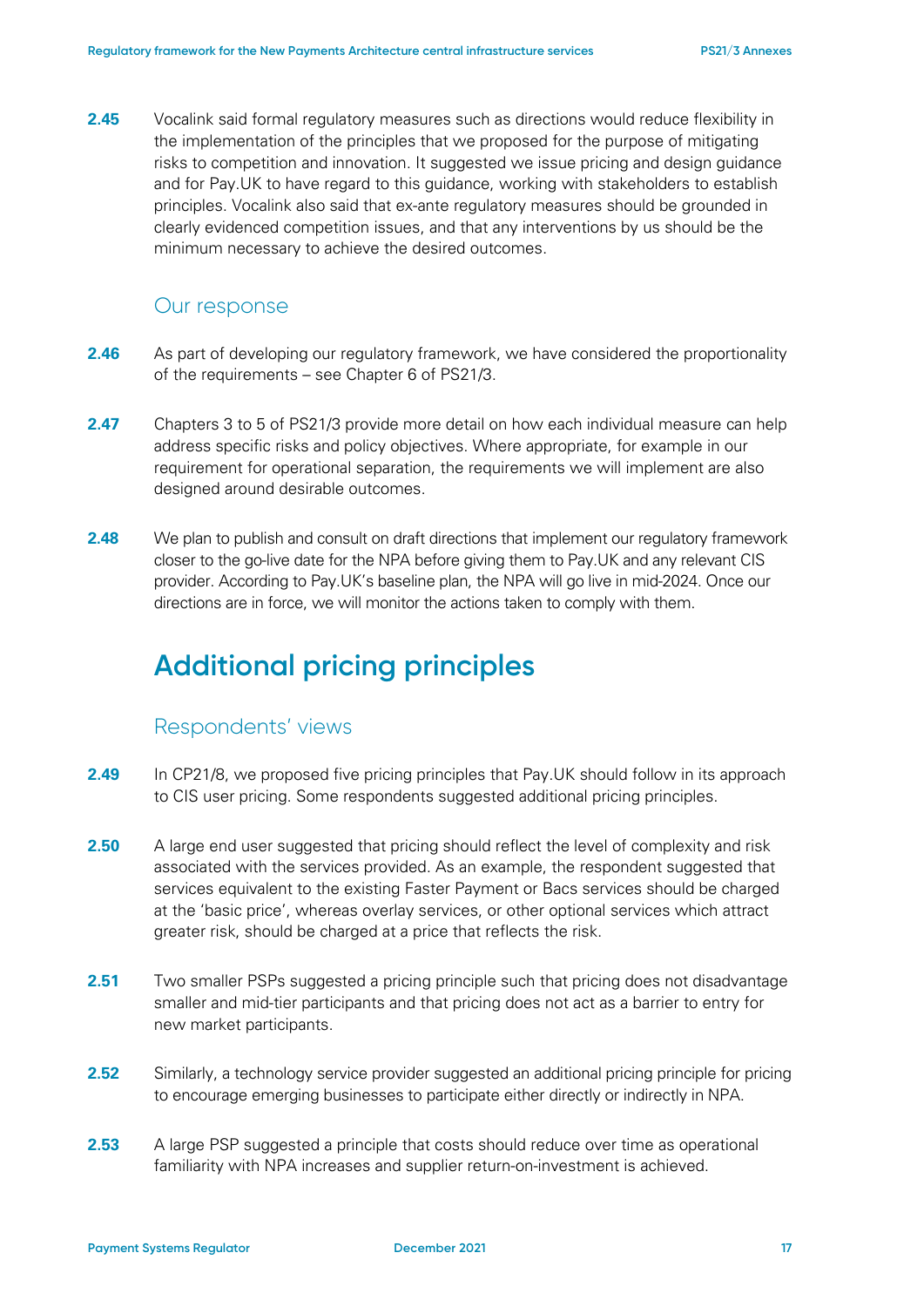**2.45** Vocalink said formal regulatory measures such as directions would reduce flexibility in the implementation of the principles that we proposed for the purpose of mitigating risks to competition and innovation. It suggested we issue pricing and design guidance and for Pay.UK to have regard to this guidance, working with stakeholders to establish principles. Vocalink also said that ex-ante regulatory measures should be grounded in clearly evidenced competition issues, and that any interventions by us should be the minimum necessary to achieve the desired outcomes.

### Our response

**2.46** As part of developing our regulatory framework, we have considered the proportionality of the requirements – see Chapter 6 of PS21/3.

**2.47** Chapters 3 to 5 of PS21/3 provide more detail on how each individual measure can help address specific risks and policy objectives. Where appropriate, for example in our requirement for operational separation, the requirements we will implement are also designed around desirable outcomes.

**2.48** We plan to publish and consult on draft directions that implement our regulatory framework closer to the go-live date for the NPA before giving them to Pay.UK and any relevant CIS provider. According to Pay.UK's baseline plan, the NPA will go live in mid-2024. Once our directions are in force, we will monitor the actions taken to comply with them.

## Additional pricing principles

### Respondents' views

**2.49** In CP21/8, we proposed five pricing principles that Pay.UK should follow in its approach to CIS user pricing. Some respondents suggested additional pricing principles.

**2.50** A large end user suggested that pricing should reflect the level of complexity and risk associated with the services provided. As an example, the respondent suggested that services equivalent to the existing Faster Payment or Bacs services should be charged at the 'basic price', whereas overlay services, or other optional services which attract greater risk, should be charged at a price that reflects the risk.

**2.51** Two smaller PSPs suggested a pricing principle such that pricing does not disadvantage smaller and mid-tier participants and that pricing does not act as a barrier to entry for new market participants.

**2.52** Similarly, a technology service provider suggested an additional pricing principle for pricing to encourage emerging businesses to participate either directly or indirectly in NPA.

**2.53** A large PSP suggested a principle that costs should reduce over time as operational familiarity with NPA increases and supplier return-on-investment is achieved.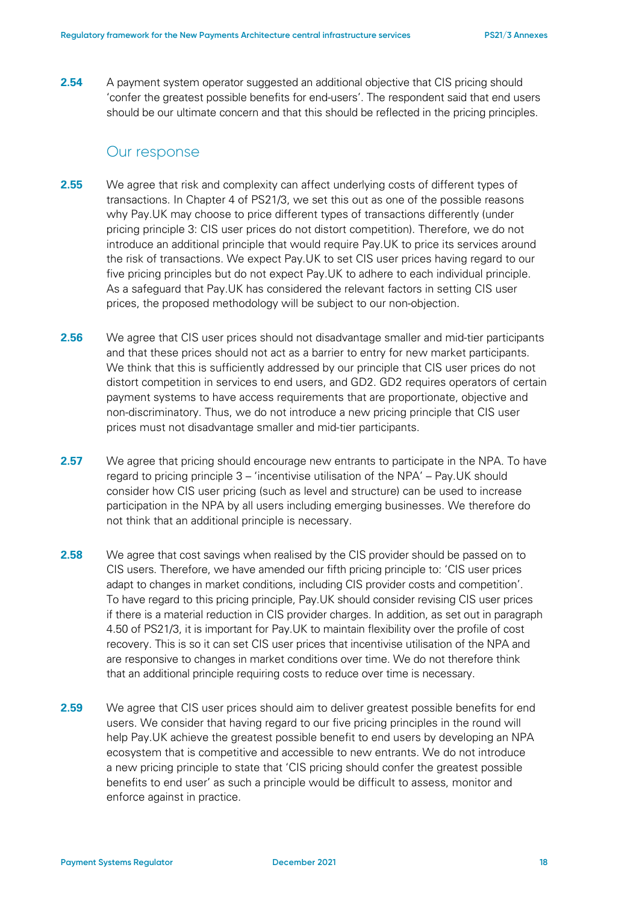**2.54** A payment system operator suggested an additional objective that CIS pricing should 'confer the greatest possible benefits for end-users'. The respondent said that end users should be our ultimate concern and that this should be reflected in the pricing principles.

## Our response

**2.55** We agree that risk and complexity can affect underlying costs of different types of transactions. In Chapter 4 of PS21/3, we set this out as one of the possible reasons why Pay.UK may choose to price different types of transactions differently (under pricing principle 3: CIS user prices do not distort competition). Therefore, we do not introduce an additional principle that would require Pay.UK to price its services around the risk of transactions. We expect Pay.UK to set CIS user prices having regard to our five pricing principles but do not expect Pay.UK to adhere to each individual principle. As a safeguard that Pay.UK has considered the relevant factors in setting CIS user prices, the proposed methodology will be subject to our non-objection.

**2.56** We agree that CIS user prices should not disadvantage smaller and mid-tier participants and that these prices should not act as a barrier to entry for new market participants. We think that this is sufficiently addressed by our principle that CIS user prices do not distort competition in services to end users, and GD2. GD2 requires operators of certain payment systems to have access requirements that are proportionate, objective and non-discriminatory. Thus, we do not introduce a new pricing principle that CIS user prices must not disadvantage smaller and mid-tier participants.

**2.57** We agree that pricing should encourage new entrants to participate in the NPA. To have regard to pricing principle 3 – 'incentivise utilisation of the NPA' – Pay.UK should consider how CIS user pricing (such as level and structure) can be used to increase participation in the NPA by all users including emerging businesses. We therefore do not think that an additional principle is necessary.

**2.58** We agree that cost savings when realised by the CIS provider should be passed on to CIS users. Therefore, we have amended our fifth pricing principle to: 'CIS user prices adapt to changes in market conditions, including CIS provider costs and competition'. To have regard to this pricing principle, Pay.UK should consider revising CIS user prices if there is a material reduction in CIS provider charges. In addition, as set out in paragraph 4.50 of PS21/3, it is important for Pay.UK to maintain flexibility over the profile of cost recovery. This is so it can set CIS user prices that incentivise utilisation of the NPA and are responsive to changes in market conditions over time. We do not therefore think that an additional principle requiring costs to reduce over time is necessary.

**2.59** We agree that CIS user prices should aim to deliver greatest possible benefits for end users. We consider that having regard to our five pricing principles in the round will help Pay.UK achieve the greatest possible benefit to end users by developing an NPA ecosystem that is competitive and accessible to new entrants. We do not introduce a new pricing principle to state that 'CIS pricing should confer the greatest possible benefits to end user' as such a principle would be difficult to assess, monitor and enforce against in practice.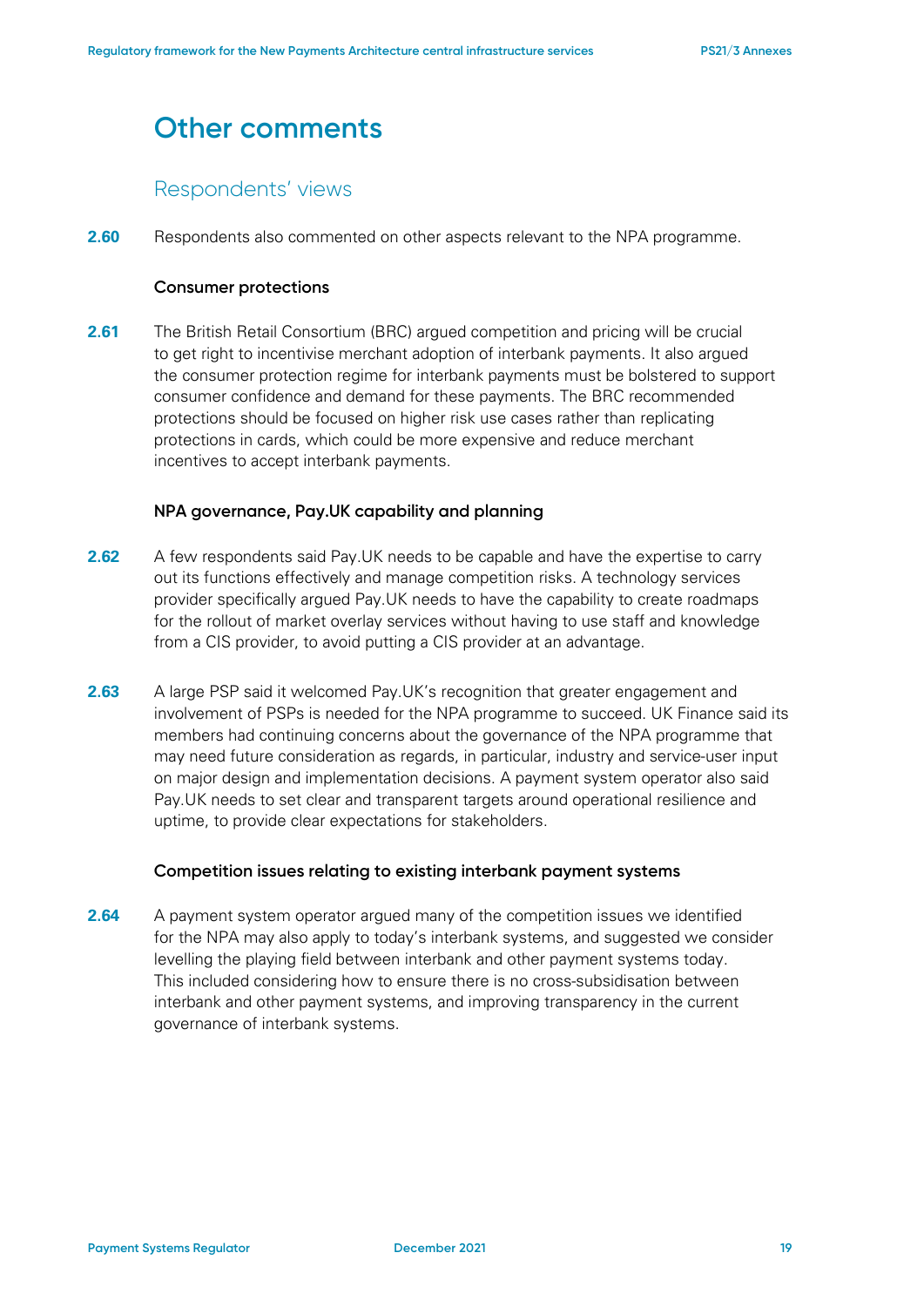# Other comments

## Respondents' views

**2.60** Respondents also commented on other aspects relevant to the NPA programme.

### Consumer protections

**2.61** The British Retail Consortium (BRC) argued competition and pricing will be crucial to get right to incentivise merchant adoption of interbank payments. It also argued the consumer protection regime for interbank payments must be bolstered to support consumer confidence and demand for these payments. The BRC recommended protections should be focused on higher risk use cases rather than replicating protections in cards, which could be more expensive and reduce merchant incentives to accept interbank payments.

### NPA governance, Pay.UK capability and planning

**2.62** A few respondents said Pay.UK needs to be capable and have the expertise to carry out its functions effectively and manage competition risks. A technology services provider specifically argued Pay.UK needs to have the capability to create roadmaps for the rollout of market overlay services without having to use staff and knowledge from a CIS provider, to avoid putting a CIS provider at an advantage.

**2.63** A large PSP said it welcomed Pay.UK's recognition that greater engagement and involvement of PSPs is needed for the NPA programme to succeed. UK Finance said its members had continuing concerns about the governance of the NPA programme that may need future consideration as regards, in particular, industry and service-user input on major design and implementation decisions. A payment system operator also said Pay.UK needs to set clear and transparent targets around operational resilience and uptime, to provide clear expectations for stakeholders.

### Competition issues relating to existing interbank payment systems

**2.64** A payment system operator argued many of the competition issues we identified for the NPA may also apply to today's interbank systems, and suggested we consider levelling the playing field between interbank and other payment systems today. This included considering how to ensure there is no cross-subsidisation between interbank and other payment systems, and improving transparency in the current governance of interbank systems.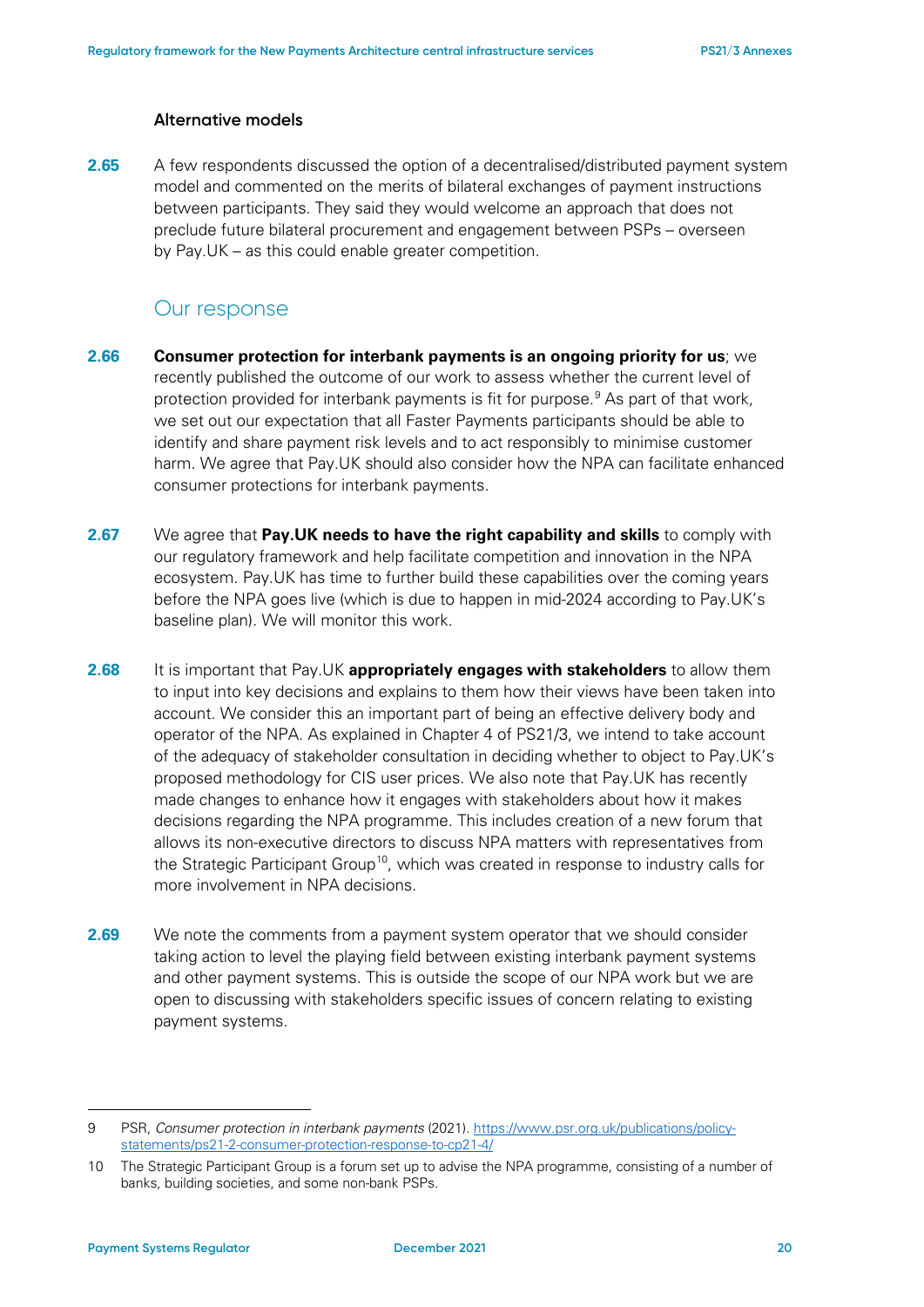### Alternative models

**2.65** A few respondents discussed the option of a decentralised/distributed payment system model and commented on the merits of bilateral exchanges of payment instructions between participants. They said they would welcome an approach that does not preclude future bilateral procurement and engagement between PSPs – overseen by Pay.UK – as this could enable greater competition.

## Our response

**2.66** **Consumer protection for interbank payments is an ongoing priority for us**; we recently published the outcome of our work to assess whether the current level of protection provided for interbank payments is fit for purpose.[9] As part of that work, we set out our expectation that all Faster Payments participants should be able to identify and share payment risk levels and to act responsibly to minimise customer harm. We agree that Pay.UK should also consider how the NPA can facilitate enhanced consumer protections for interbank payments.

**2.67** We agree that **Pay.UK needs to have the right capability and skills** to comply with our regulatory framework and help facilitate competition and innovation in the NPA ecosystem. Pay.UK has time to further build these capabilities over the coming years before the NPA goes live (which is due to happen in mid-2024 according to Pay.UK's baseline plan). We will monitor this work.

**2.68** It is important that Pay.UK **appropriately engages with stakeholders** to allow them to input into key decisions and explains to them how their views have been taken into account. We consider this an important part of being an effective delivery body and operator of the NPA. As explained in Chapter 4 of PS21/3, we intend to take account of the adequacy of stakeholder consultation in deciding whether to object to Pay.UK's proposed methodology for CIS user prices. We also note that Pay.UK has recently made changes to enhance how it engages with stakeholders about how it makes decisions regarding the NPA programme. This includes creation of a new forum that allows its non-executive directors to discuss NPA matters with representatives from the Strategic Participant Group[10], which was created in response to industry calls for more involvement in NPA decisions.

**2.69** We note the comments from a payment system operator that we should consider taking action to level the playing field between existing interbank payment systems and other payment systems. This is outside the scope of our NPA work but we are open to discussing with stakeholders specific issues of concern relating to existing payment systems.

---

9 PSR, *Consumer protection in interbank payments* (2021). https://www.psr.org.uk/publications/policy-statements/ps21-2-consumer-protection-response-to-cp21-4/

10 The Strategic Participant Group is a forum set up to advise the NPA programme, consisting of a number of banks, building societies, and some non-bank PSPs.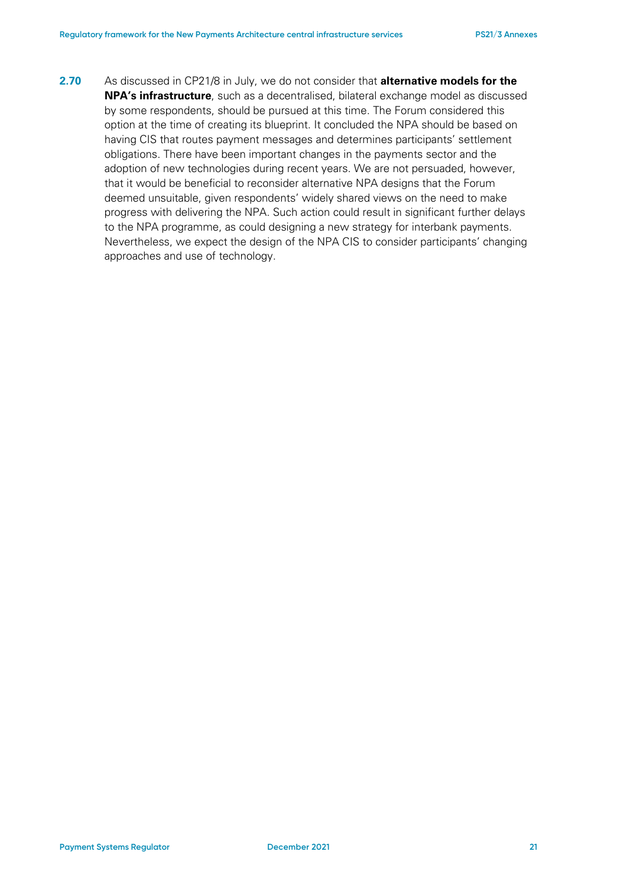**2.70** As discussed in CP21/8 in July, we do not consider that **alternative models for the NPA's infrastructure**, such as a decentralised, bilateral exchange model as discussed by some respondents, should be pursued at this time. The Forum considered this option at the time of creating its blueprint. It concluded the NPA should be based on having CIS that routes payment messages and determines participants' settlement obligations. There have been important changes in the payments sector and the adoption of new technologies during recent years. We are not persuaded, however, that it would be beneficial to reconsider alternative NPA designs that the Forum deemed unsuitable, given respondents' widely shared views on the need to make progress with delivering the NPA. Such action could result in significant further delays to the NPA programme, as could designing a new strategy for interbank payments. Nevertheless, we expect the design of the NPA CIS to consider participants' changing approaches and use of technology.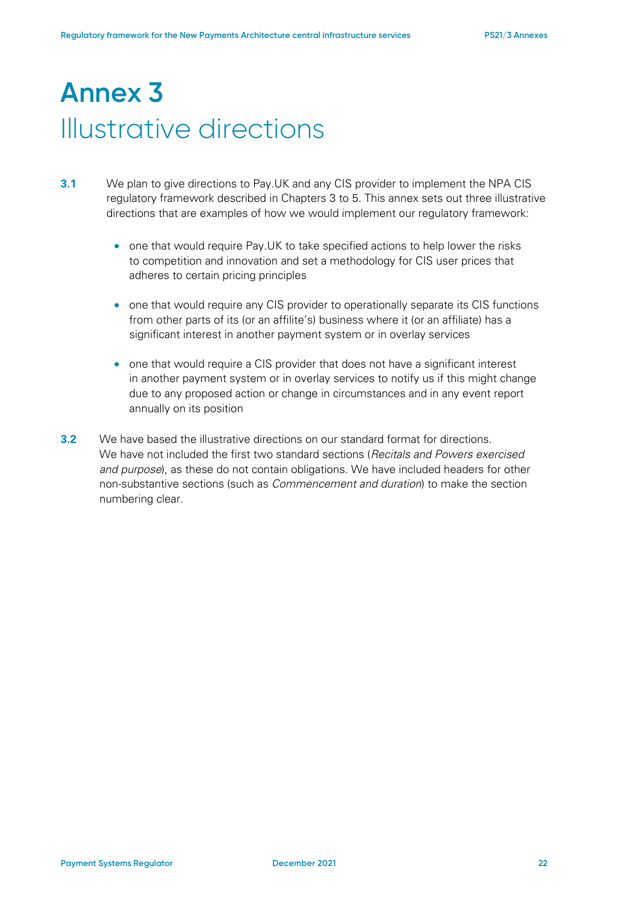# Annex 3 Illustrative directions

**3.1** We plan to give directions to Pay.UK and any CIS provider to implement the NPA CIS regulatory framework described in Chapters 3 to 5. This annex sets out three illustrative directions that are examples of how we would implement our regulatory framework:

- one that would require Pay.UK to take specified actions to help lower the risks to competition and innovation and set a methodology for CIS user prices that adheres to certain pricing principles
- one that would require any CIS provider to operationally separate its CIS functions from other parts of its (or an affilite's) business where it (or an affiliate) has a significant interest in another payment system or in overlay services
- one that would require a CIS provider that does not have a significant interest in another payment system or in overlay services to notify us if this might change due to any proposed action or change in circumstances and in any event report annually on its position

**3.2** We have based the illustrative directions on our standard format for directions. We have not included the first two standard sections (*Recitals and Powers exercised and purpose*), as these do not contain obligations. We have included headers for other non-substantive sections (such as *Commencement and duration*) to make the section numbering clear.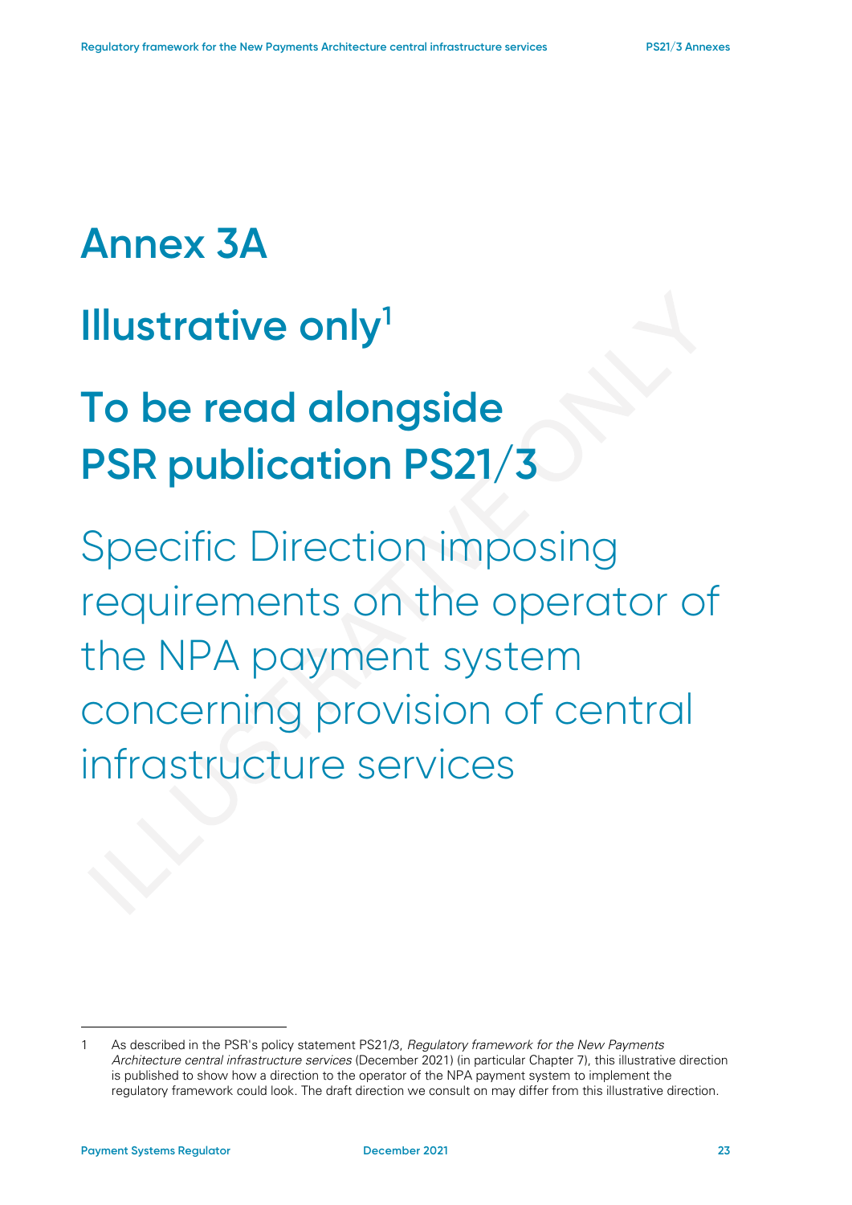# Annex 3A

# Illustrative only[1]

# To be read alongside PSR publication PS21/3

## Specific Direction imposing requirements on the operator of the NPA payment system concerning provision of central infrastructure services

ILLUSTRATIVE ONLY

---

1 As described in the PSR's policy statement PS21/3, *Regulatory framework for the New Payments Architecture central infrastructure services* (December 2021) (in particular Chapter 7), this illustrative direction is published to show how a direction to the operator of the NPA payment system to implement the regulatory framework could look. The draft direction we consult on may differ from this illustrative direction.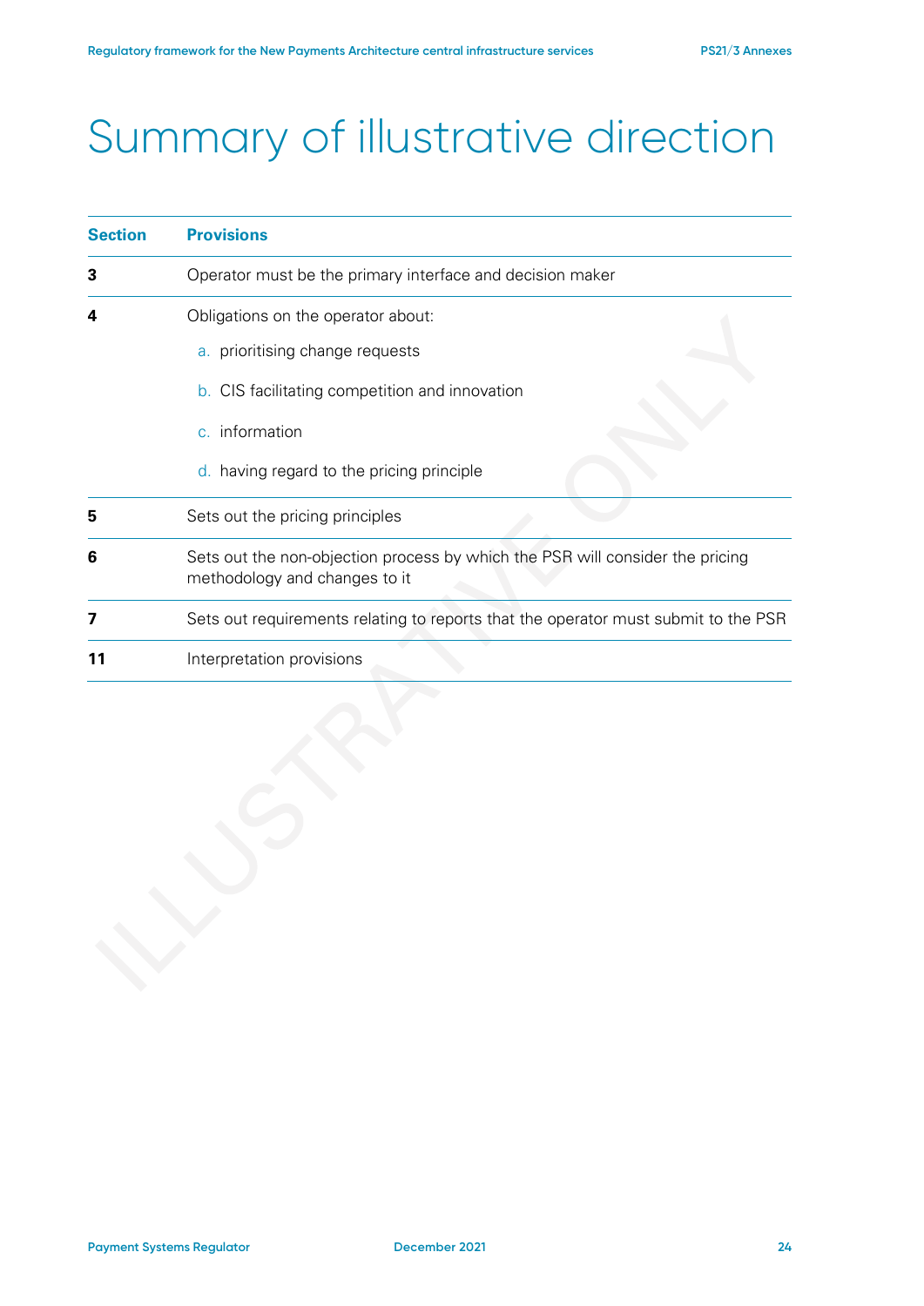# Summary of illustrative direction

| Section | Provisions |
|---|---|
| **3** | Operator must be the primary interface and decision maker |
| **4** | Obligations on the operator about:<br>a. prioritising change requests<br>b. CIS facilitating competition and innovation<br>c. information<br>d. having regard to the pricing principle |
| **5** | Sets out the pricing principles |
| **6** | Sets out the non-objection process by which the PSR will consider the pricing methodology and changes to it |
| **7** | Sets out requirements relating to reports that the operator must submit to the PSR |
| **11** | Interpretation provisions |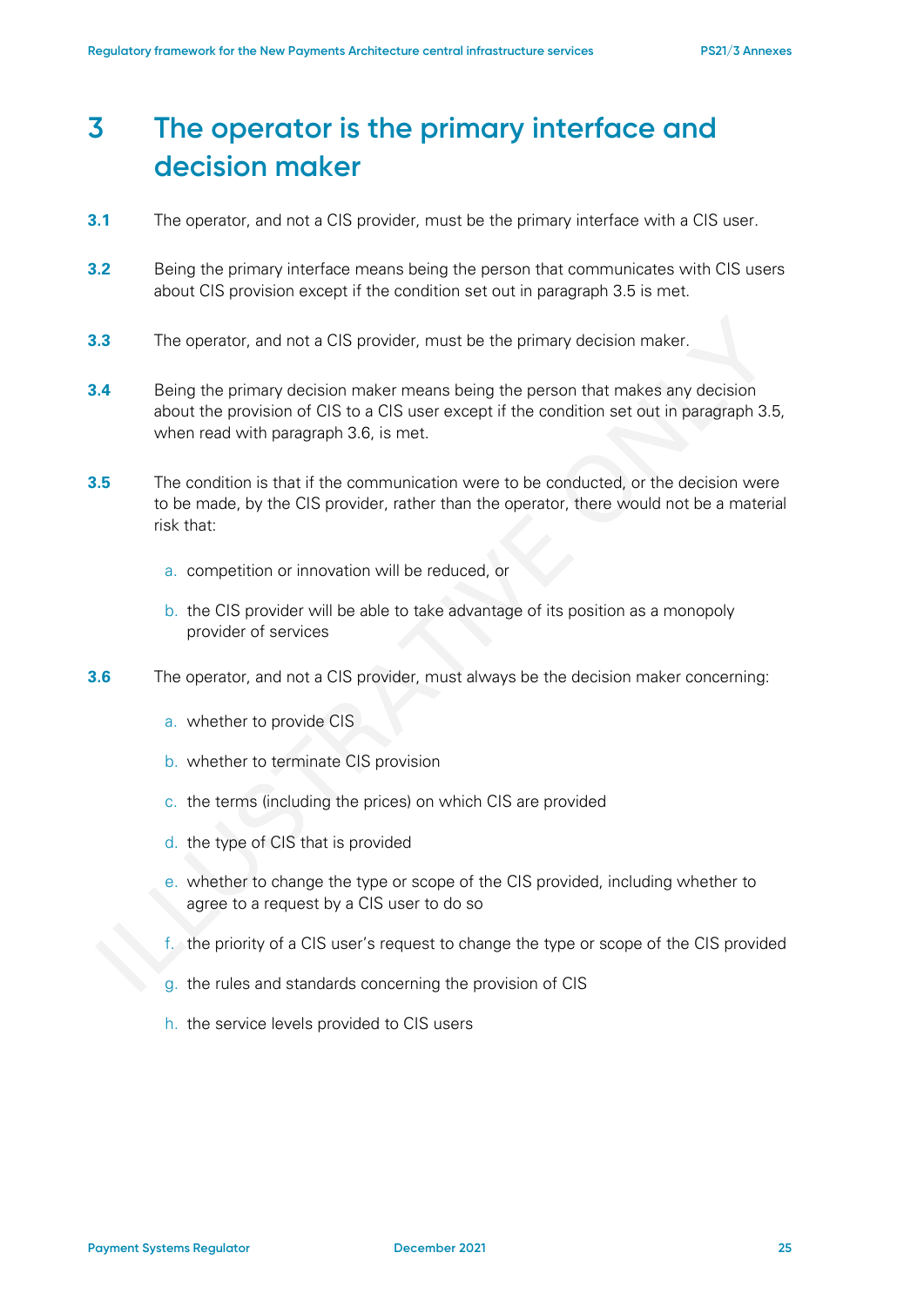# 3 The operator is the primary interface and decision maker

**3.1** The operator, and not a CIS provider, must be the primary interface with a CIS user.

**3.2** Being the primary interface means being the person that communicates with CIS users about CIS provision except if the condition set out in paragraph 3.5 is met.

**3.3** The operator, and not a CIS provider, must be the primary decision maker.

**3.4** Being the primary decision maker means being the person that makes any decision about the provision of CIS to a CIS user except if the condition set out in paragraph 3.5, when read with paragraph 3.6, is met.

**3.5** The condition is that if the communication were to be conducted, or the decision were to be made, by the CIS provider, rather than the operator, there would not be a material risk that:

a. competition or innovation will be reduced, or

b. the CIS provider will be able to take advantage of its position as a monopoly provider of services

**3.6** The operator, and not a CIS provider, must always be the decision maker concerning:

a. whether to provide CIS

b. whether to terminate CIS provision

c. the terms (including the prices) on which CIS are provided

d. the type of CIS that is provided

e. whether to change the type or scope of the CIS provided, including whether to agree to a request by a CIS user to do so

f. the priority of a CIS user's request to change the type or scope of the CIS provided

g. the rules and standards concerning the provision of CIS

h. the service levels provided to CIS users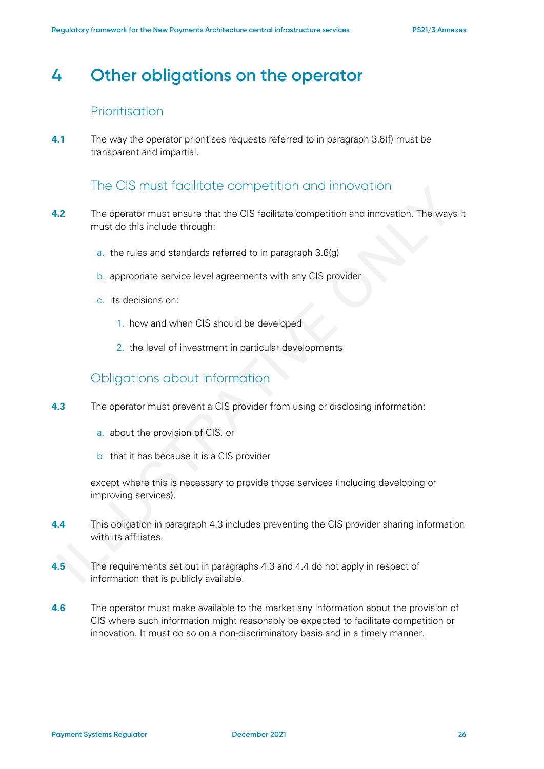# 4 Other obligations on the operator

## Prioritisation

**4.1** The way the operator prioritises requests referred to in paragraph 3.6(f) must be transparent and impartial.

## The CIS must facilitate competition and innovation

**4.2** The operator must ensure that the CIS facilitate competition and innovation. The ways it must do this include through:

a. the rules and standards referred to in paragraph 3.6(g)

b. appropriate service level agreements with any CIS provider

c. its decisions on:

   1. how and when CIS should be developed

   2. the level of investment in particular developments

## Obligations about information

**4.3** The operator must prevent a CIS provider from using or disclosing information:

a. about the provision of CIS, or

b. that it has because it is a CIS provider

except where this is necessary to provide those services (including developing or improving services).

**4.4** This obligation in paragraph 4.3 includes preventing the CIS provider sharing information with its affiliates.

**4.5** The requirements set out in paragraphs 4.3 and 4.4 do not apply in respect of information that is publicly available.

**4.6** The operator must make available to the market any information about the provision of CIS where such information might reasonably be expected to facilitate competition or innovation. It must do so on a non-discriminatory basis and in a timely manner.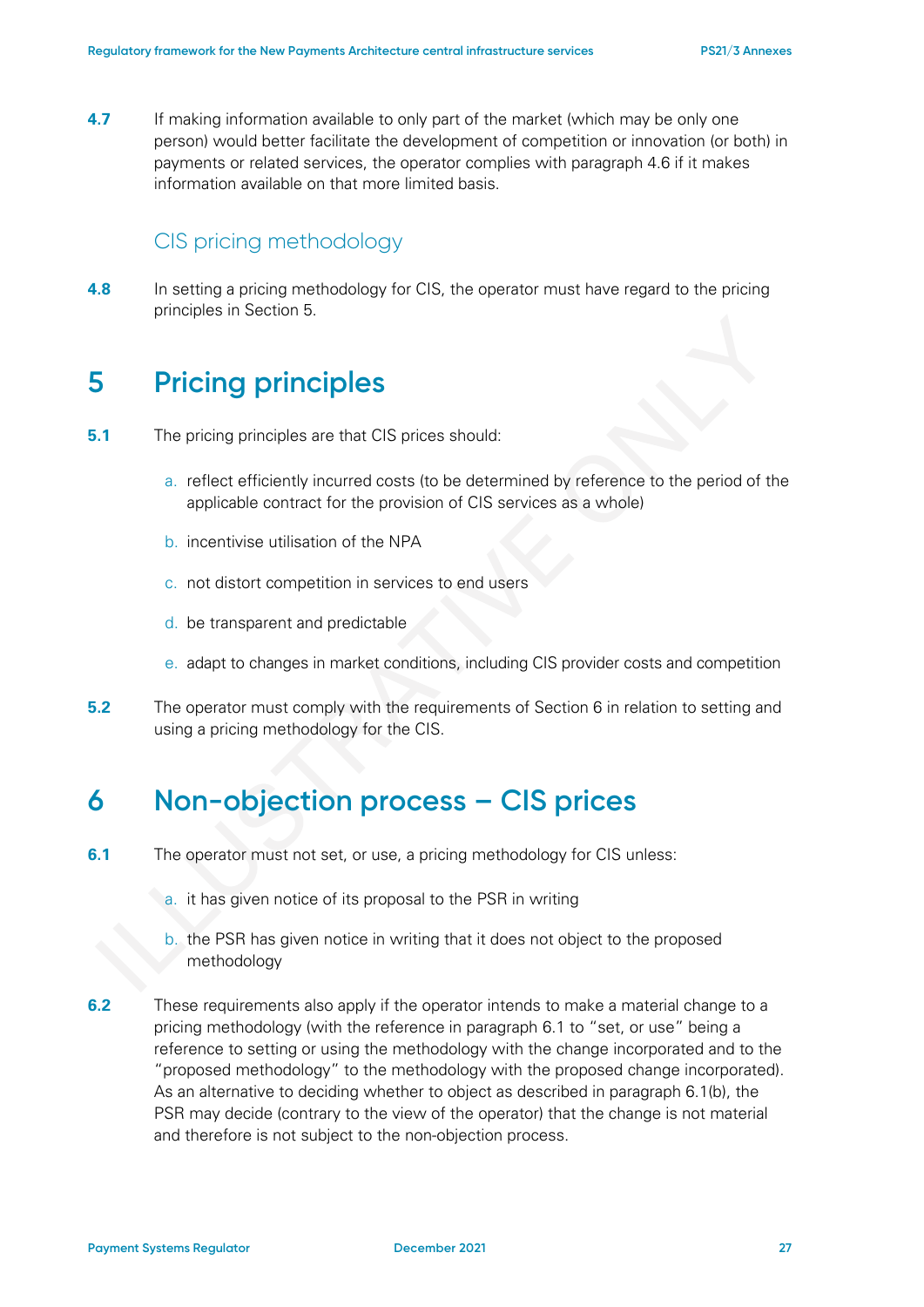**4.7** If making information available to only part of the market (which may be only one person) would better facilitate the development of competition or innovation (or both) in payments or related services, the operator complies with paragraph 4.6 if it makes information available on that more limited basis.

### CIS pricing methodology

**4.8** In setting a pricing methodology for CIS, the operator must have regard to the pricing principles in Section 5.

## 5 Pricing principles

**5.1** The pricing principles are that CIS prices should:

a. reflect efficiently incurred costs (to be determined by reference to the period of the applicable contract for the provision of CIS services as a whole)

b. incentivise utilisation of the NPA

c. not distort competition in services to end users

d. be transparent and predictable

e. adapt to changes in market conditions, including CIS provider costs and competition

**5.2** The operator must comply with the requirements of Section 6 in relation to setting and using a pricing methodology for the CIS.

## 6 Non-objection process – CIS prices

**6.1** The operator must not set, or use, a pricing methodology for CIS unless:

a. it has given notice of its proposal to the PSR in writing

b. the PSR has given notice in writing that it does not object to the proposed methodology

**6.2** These requirements also apply if the operator intends to make a material change to a pricing methodology (with the reference in paragraph 6.1 to "set, or use" being a reference to setting or using the methodology with the change incorporated and to the "proposed methodology" to the methodology with the proposed change incorporated). As an alternative to deciding whether to object as described in paragraph 6.1(b), the PSR may decide (contrary to the view of the operator) that the change is not material and therefore is not subject to the non-objection process.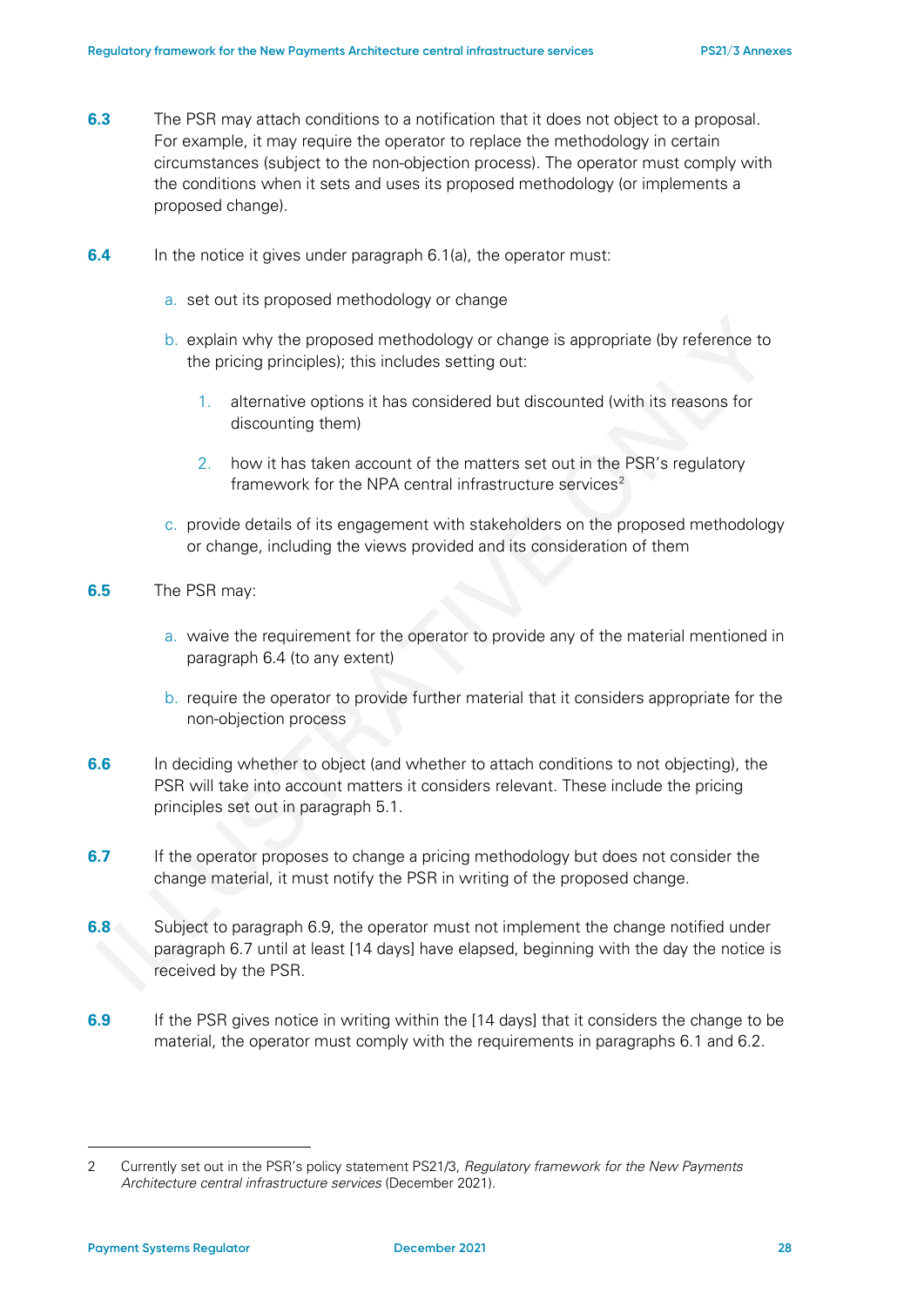**6.3** The PSR may attach conditions to a notification that it does not object to a proposal. For example, it may require the operator to replace the methodology in certain circumstances (subject to the non-objection process). The operator must comply with the conditions when it sets and uses its proposed methodology (or implements a proposed change).

**6.4** In the notice it gives under paragraph 6.1(a), the operator must:

a. set out its proposed methodology or change

b. explain why the proposed methodology or change is appropriate (by reference to the pricing principles); this includes setting out:

   1. alternative options it has considered but discounted (with its reasons for discounting them)

   2. how it has taken account of the matters set out in the PSR's regulatory framework for the NPA central infrastructure services[2]

c. provide details of its engagement with stakeholders on the proposed methodology or change, including the views provided and its consideration of them

**6.5** The PSR may:

a. waive the requirement for the operator to provide any of the material mentioned in paragraph 6.4 (to any extent)

b. require the operator to provide further material that it considers appropriate for the non-objection process

**6.6** In deciding whether to object (and whether to attach conditions to not objecting), the PSR will take into account matters it considers relevant. These include the pricing principles set out in paragraph 5.1.

**6.7** If the operator proposes to change a pricing methodology but does not consider the change material, it must notify the PSR in writing of the proposed change.

**6.8** Subject to paragraph 6.9, the operator must not implement the change notified under paragraph 6.7 until at least [14 days] have elapsed, beginning with the day the notice is received by the PSR.

**6.9** If the PSR gives notice in writing within the [14 days] that it considers the change to be material, the operator must comply with the requirements in paragraphs 6.1 and 6.2.

---

2 Currently set out in the PSR's policy statement PS21/3, *Regulatory framework for the New Payments Architecture central infrastructure services* (December 2021).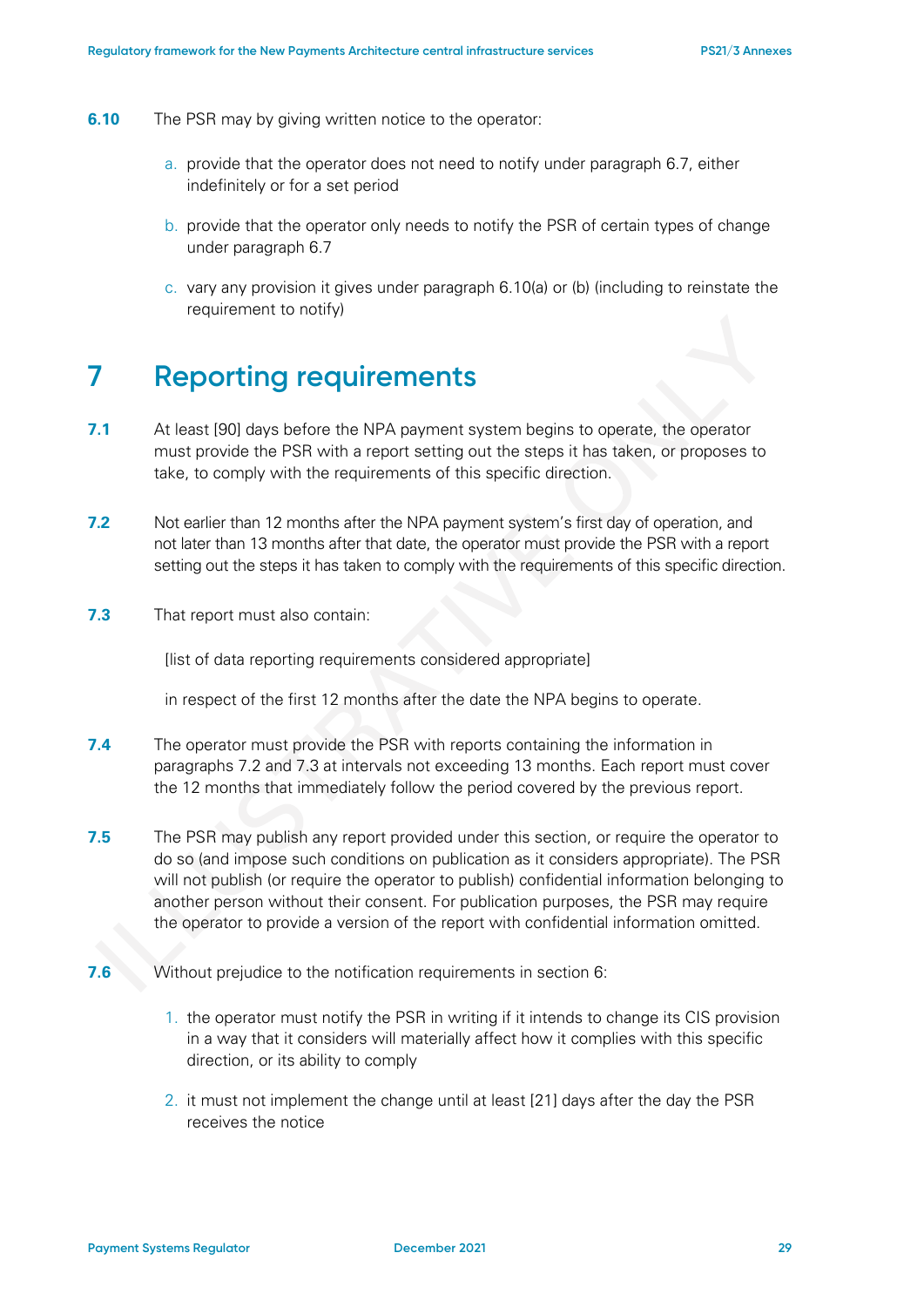**6.10** The PSR may by giving written notice to the operator:

a. provide that the operator does not need to notify under paragraph 6.7, either indefinitely or for a set period

b. provide that the operator only needs to notify the PSR of certain types of change under paragraph 6.7

c. vary any provision it gives under paragraph 6.10(a) or (b) (including to reinstate the requirement to notify)

# 7 Reporting requirements

**7.1** At least [90] days before the NPA payment system begins to operate, the operator must provide the PSR with a report setting out the steps it has taken, or proposes to take, to comply with the requirements of this specific direction.

**7.2** Not earlier than 12 months after the NPA payment system's first day of operation, and not later than 13 months after that date, the operator must provide the PSR with a report setting out the steps it has taken to comply with the requirements of this specific direction.

**7.3** That report must also contain:

[list of data reporting requirements considered appropriate]

in respect of the first 12 months after the date the NPA begins to operate.

**7.4** The operator must provide the PSR with reports containing the information in paragraphs 7.2 and 7.3 at intervals not exceeding 13 months. Each report must cover the 12 months that immediately follow the period covered by the previous report.

**7.5** The PSR may publish any report provided under this section, or require the operator to do so (and impose such conditions on publication as it considers appropriate). The PSR will not publish (or require the operator to publish) confidential information belonging to another person without their consent. For publication purposes, the PSR may require the operator to provide a version of the report with confidential information omitted.

**7.6** Without prejudice to the notification requirements in section 6:

1. the operator must notify the PSR in writing if it intends to change its CIS provision in a way that it considers will materially affect how it complies with this specific direction, or its ability to comply
2. it must not implement the change until at least [21] days after the day the PSR receives the notice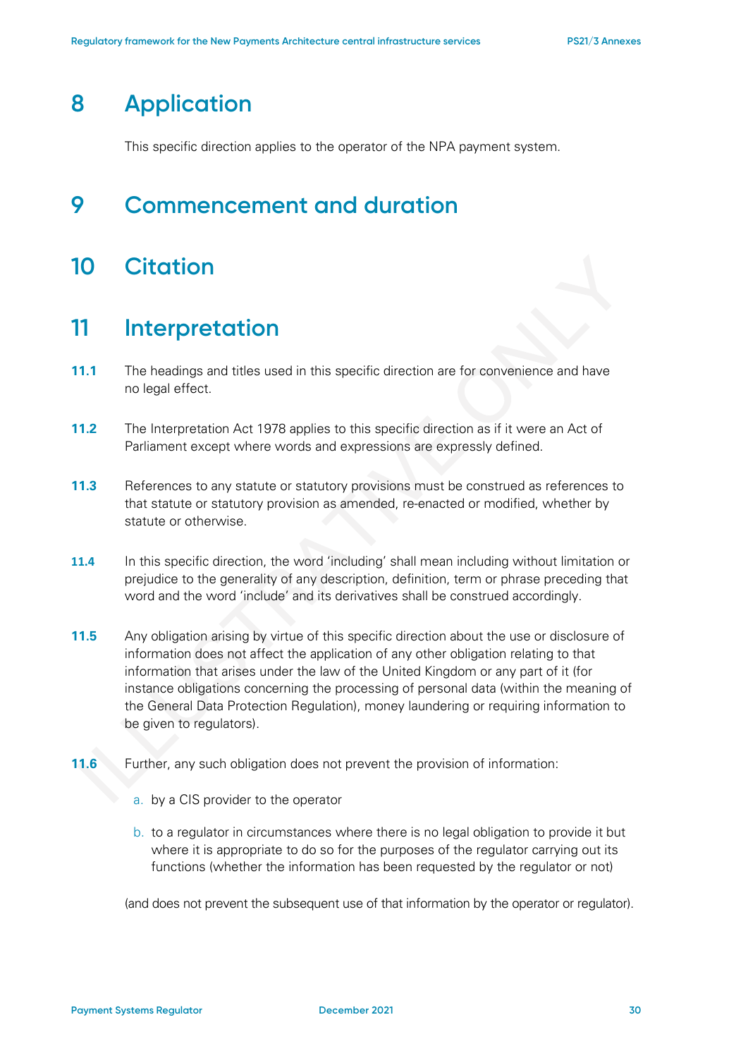# 8 Application

This specific direction applies to the operator of the NPA payment system.

# 9 Commencement and duration

# 10 Citation

# 11 Interpretation

**11.1** The headings and titles used in this specific direction are for convenience and have no legal effect.

**11.2** The Interpretation Act 1978 applies to this specific direction as if it were an Act of Parliament except where words and expressions are expressly defined.

**11.3** References to any statute or statutory provisions must be construed as references to that statute or statutory provision as amended, re-enacted or modified, whether by statute or otherwise.

**11.4** In this specific direction, the word 'including' shall mean including without limitation or prejudice to the generality of any description, definition, term or phrase preceding that word and the word 'include' and its derivatives shall be construed accordingly.

**11.5** Any obligation arising by virtue of this specific direction about the use or disclosure of information does not affect the application of any other obligation relating to that information that arises under the law of the United Kingdom or any part of it (for instance obligations concerning the processing of personal data (within the meaning of the General Data Protection Regulation), money laundering or requiring information to be given to regulators).

**11.6** Further, any such obligation does not prevent the provision of information:

a. by a CIS provider to the operator

b. to a regulator in circumstances where there is no legal obligation to provide it but where it is appropriate to do so for the purposes of the regulator carrying out its functions (whether the information has been requested by the regulator or not)

(and does not prevent the subsequent use of that information by the operator or regulator).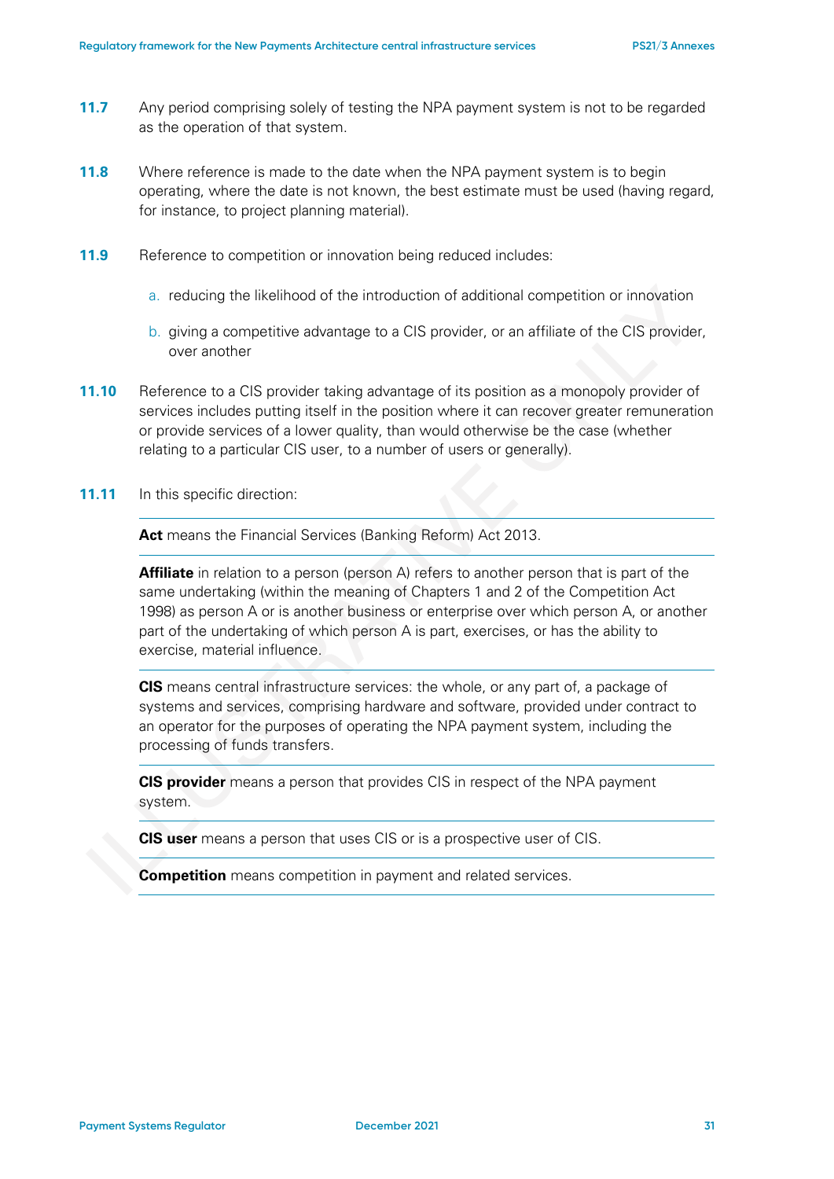**11.7** Any period comprising solely of testing the NPA payment system is not to be regarded as the operation of that system.

**11.8** Where reference is made to the date when the NPA payment system is to begin operating, where the date is not known, the best estimate must be used (having regard, for instance, to project planning material).

**11.9** Reference to competition or innovation being reduced includes:

a. reducing the likelihood of the introduction of additional competition or innovation

b. giving a competitive advantage to a CIS provider, or an affiliate of the CIS provider, over another

**11.10** Reference to a CIS provider taking advantage of its position as a monopoly provider of services includes putting itself in the position where it can recover greater remuneration or provide services of a lower quality, than would otherwise be the case (whether relating to a particular CIS user, to a number of users or generally).

**11.11** In this specific direction:

**Act** means the Financial Services (Banking Reform) Act 2013.

**Affiliate** in relation to a person (person A) refers to another person that is part of the same undertaking (within the meaning of Chapters 1 and 2 of the Competition Act 1998) as person A or is another business or enterprise over which person A, or another part of the undertaking of which person A is part, exercises, or has the ability to exercise, material influence.

**CIS** means central infrastructure services: the whole, or any part of, a package of systems and services, comprising hardware and software, provided under contract to an operator for the purposes of operating the NPA payment system, including the processing of funds transfers.

**CIS provider** means a person that provides CIS in respect of the NPA payment system.

**CIS user** means a person that uses CIS or is a prospective user of CIS.

**Competition** means competition in payment and related services.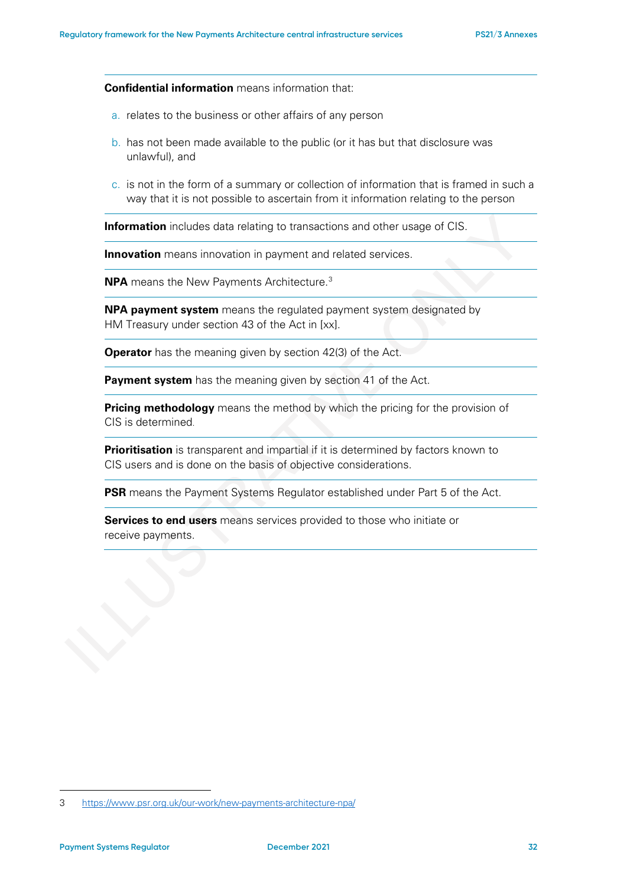**Confidential information** means information that:

a. relates to the business or other affairs of any person

b. has not been made available to the public (or it has but that disclosure was unlawful), and

c. is not in the form of a summary or collection of information that is framed in such a way that it is not possible to ascertain from it information relating to the person

**Information** includes data relating to transactions and other usage of CIS.

**Innovation** means innovation in payment and related services.

**NPA** means the New Payments Architecture.[3]

**NPA payment system** means the regulated payment system designated by HM Treasury under section 43 of the Act in [xx].

**Operator** has the meaning given by section 42(3) of the Act.

**Payment system** has the meaning given by section 41 of the Act.

**Pricing methodology** means the method by which the pricing for the provision of CIS is determined.

**Prioritisation** is transparent and impartial if it is determined by factors known to CIS users and is done on the basis of objective considerations.

**PSR** means the Payment Systems Regulator established under Part 5 of the Act.

**Services to end users** means services provided to those who initiate or receive payments.

3 https://www.psr.org.uk/our-work/new-payments-architecture-npa/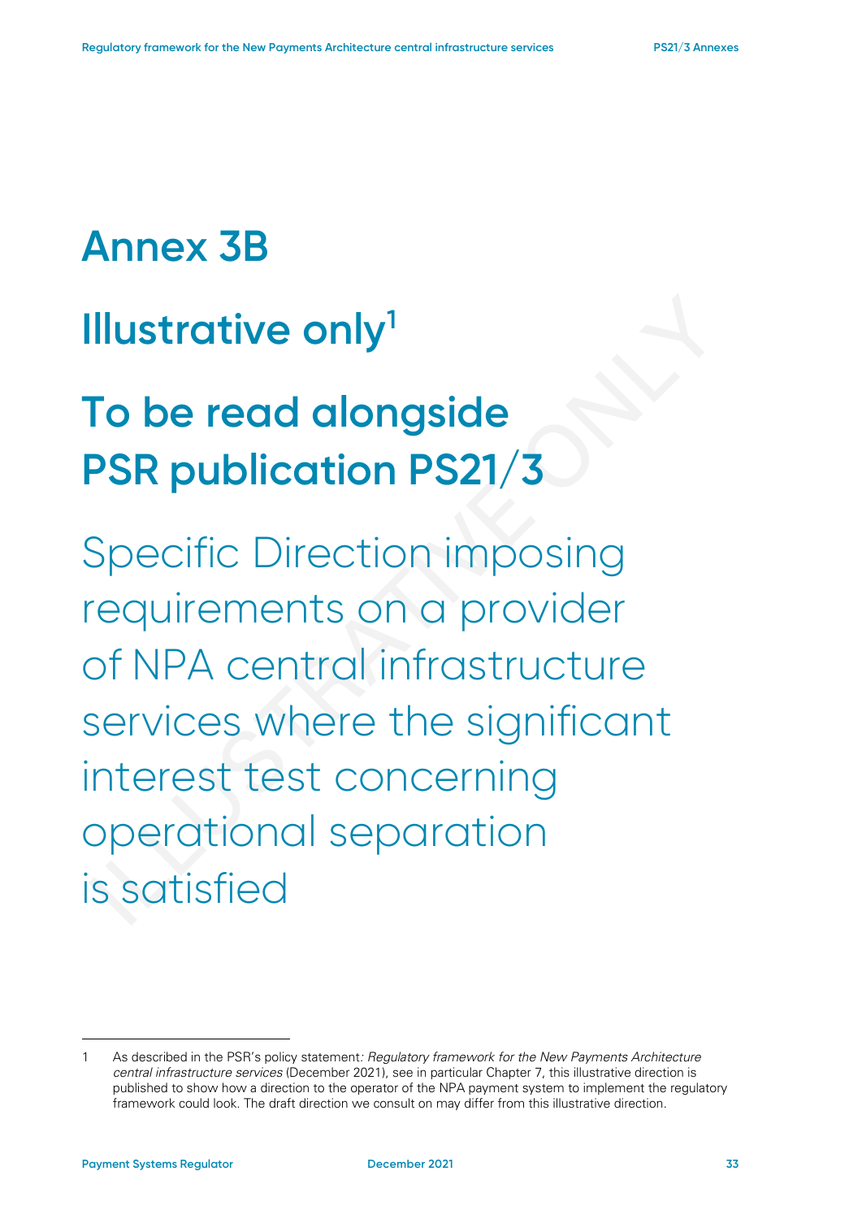# Annex 3B

## Illustrative only[1]

## To be read alongside PSR publication PS21/3

Specific Direction imposing requirements on a provider of NPA central infrastructure services where the significant interest test concerning operational separation is satisfied

---

1 As described in the PSR's policy statement: *Regulatory framework for the New Payments Architecture central infrastructure services* (December 2021), see in particular Chapter 7, this illustrative direction is published to show how a direction to the operator of the NPA payment system to implement the regulatory framework could look. The draft direction we consult on may differ from this illustrative direction.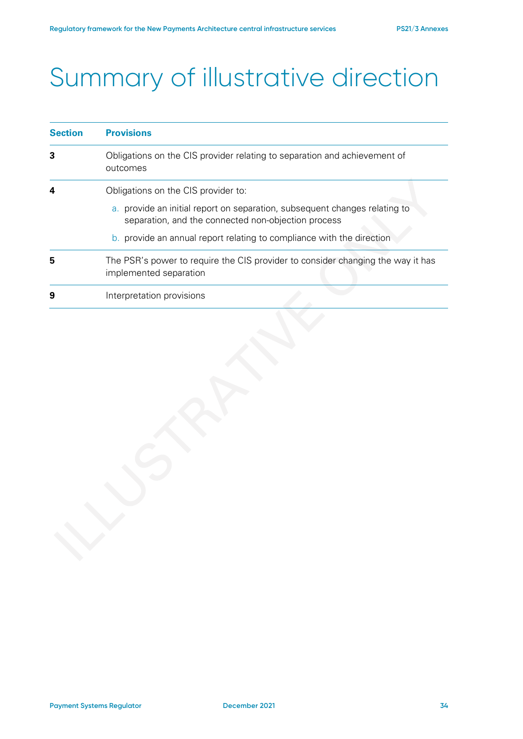# Summary of illustrative direction

| Section | Provisions |
|---|---|
| **3** | Obligations on the CIS provider relating to separation and achievement of outcomes |
| **4** | Obligations on the CIS provider to:<br>a. provide an initial report on separation, subsequent changes relating to separation, and the connected non-objection process<br>b. provide an annual report relating to compliance with the direction |
| **5** | The PSR's power to require the CIS provider to consider changing the way it has implemented separation |
| **9** | Interpretation provisions |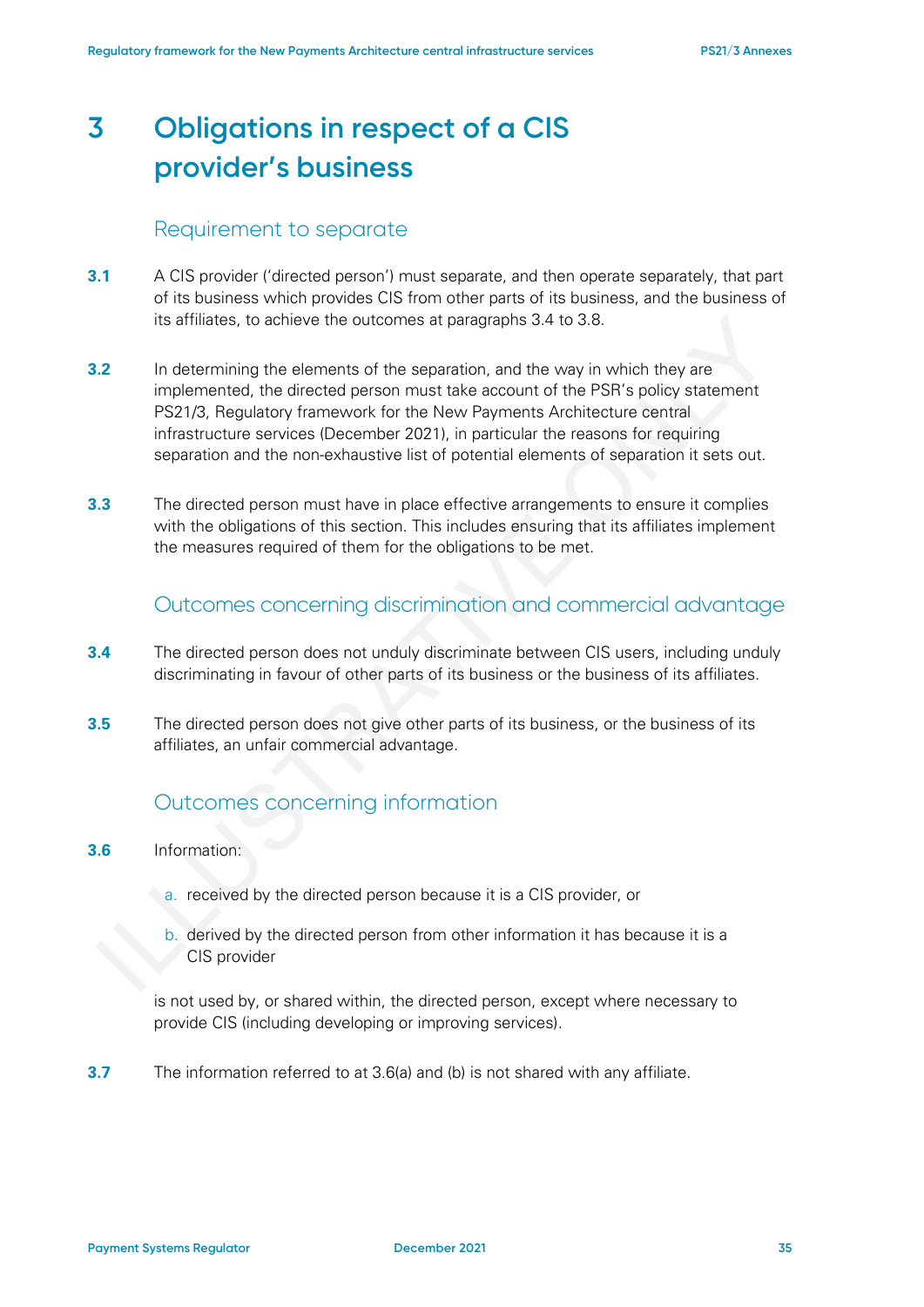# 3 Obligations in respect of a CIS provider's business

## Requirement to separate

**3.1** A CIS provider ('directed person') must separate, and then operate separately, that part of its business which provides CIS from other parts of its business, and the business of its affiliates, to achieve the outcomes at paragraphs 3.4 to 3.8.

**3.2** In determining the elements of the separation, and the way in which they are implemented, the directed person must take account of the PSR's policy statement PS21/3, Regulatory framework for the New Payments Architecture central infrastructure services (December 2021), in particular the reasons for requiring separation and the non-exhaustive list of potential elements of separation it sets out.

**3.3** The directed person must have in place effective arrangements to ensure it complies with the obligations of this section. This includes ensuring that its affiliates implement the measures required of them for the obligations to be met.

## Outcomes concerning discrimination and commercial advantage

**3.4** The directed person does not unduly discriminate between CIS users, including unduly discriminating in favour of other parts of its business or the business of its affiliates.

**3.5** The directed person does not give other parts of its business, or the business of its affiliates, an unfair commercial advantage.

## Outcomes concerning information

**3.6** Information:

a. received by the directed person because it is a CIS provider, or

b. derived by the directed person from other information it has because it is a CIS provider

is not used by, or shared within, the directed person, except where necessary to provide CIS (including developing or improving services).

**3.7** The information referred to at 3.6(a) and (b) is not shared with any affiliate.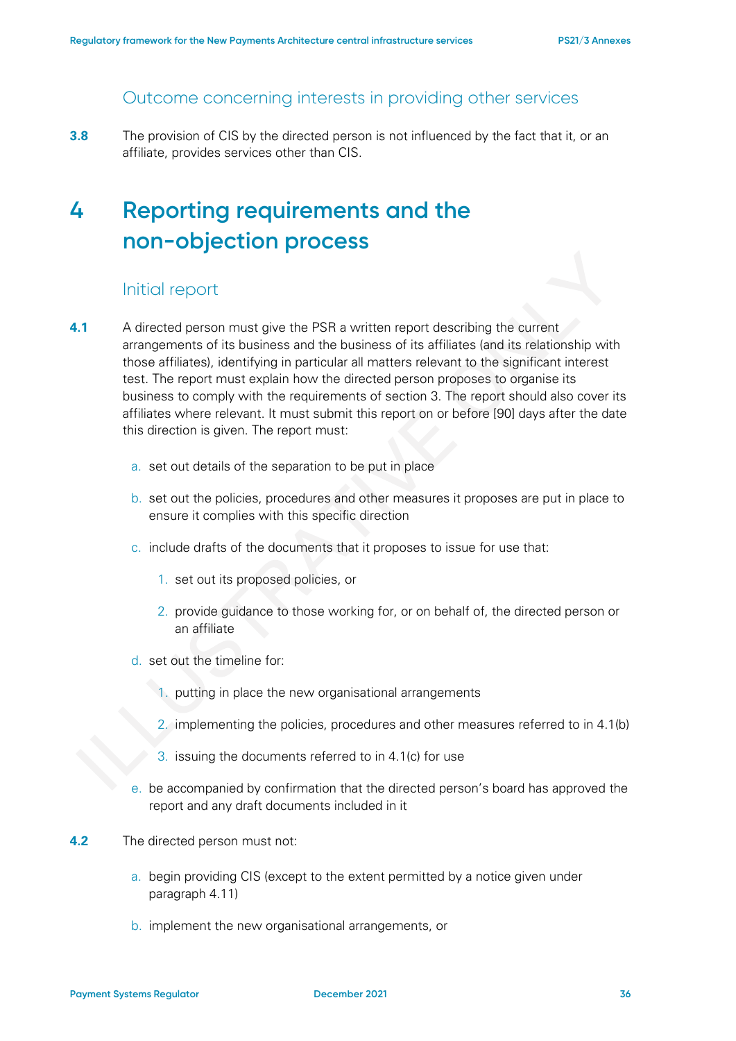### Outcome concerning interests in providing other services

**3.8** The provision of CIS by the directed person is not influenced by the fact that it, or an affiliate, provides services other than CIS.

# 4 Reporting requirements and the non-objection process

### Initial report

**4.1** A directed person must give the PSR a written report describing the current arrangements of its business and the business of its affiliates (and its relationship with those affiliates), identifying in particular all matters relevant to the significant interest test. The report must explain how the directed person proposes to organise its business to comply with the requirements of section 3. The report should also cover its affiliates where relevant. It must submit this report on or before [90] days after the date this direction is given. The report must:

a. set out details of the separation to be put in place

b. set out the policies, procedures and other measures it proposes are put in place to ensure it complies with this specific direction

c. include drafts of the documents that it proposes to issue for use that:

   1. set out its proposed policies, or

   2. provide guidance to those working for, or on behalf of, the directed person or an affiliate

d. set out the timeline for:

   1. putting in place the new organisational arrangements

   2. implementing the policies, procedures and other measures referred to in 4.1(b)

   3. issuing the documents referred to in 4.1(c) for use

e. be accompanied by confirmation that the directed person's board has approved the report and any draft documents included in it

**4.2** The directed person must not:

a. begin providing CIS (except to the extent permitted by a notice given under paragraph 4.11)

b. implement the new organisational arrangements, or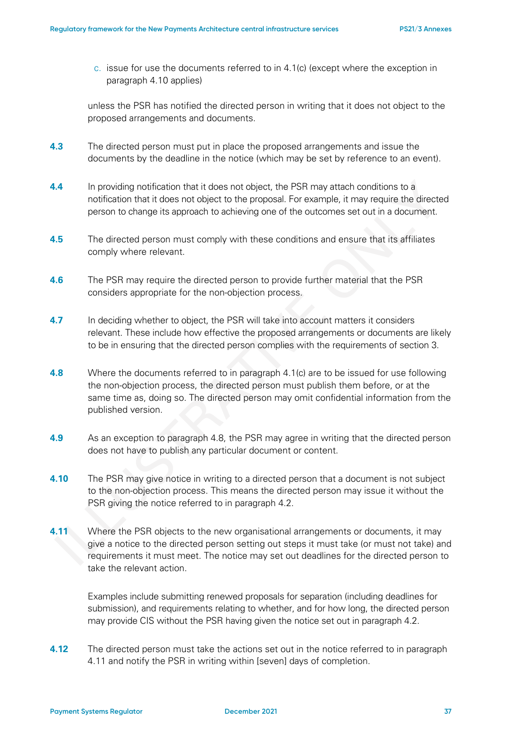c. issue for use the documents referred to in 4.1(c) (except where the exception in paragraph 4.10 applies)

unless the PSR has notified the directed person in writing that it does not object to the proposed arrangements and documents.

**4.3** The directed person must put in place the proposed arrangements and issue the documents by the deadline in the notice (which may be set by reference to an event).

**4.4** In providing notification that it does not object, the PSR may attach conditions to a notification that it does not object to the proposal. For example, it may require the directed person to change its approach to achieving one of the outcomes set out in a document.

**4.5** The directed person must comply with these conditions and ensure that its affiliates comply where relevant.

**4.6** The PSR may require the directed person to provide further material that the PSR considers appropriate for the non-objection process.

**4.7** In deciding whether to object, the PSR will take into account matters it considers relevant. These include how effective the proposed arrangements or documents are likely to be in ensuring that the directed person complies with the requirements of section 3.

**4.8** Where the documents referred to in paragraph 4.1(c) are to be issued for use following the non-objection process, the directed person must publish them before, or at the same time as, doing so. The directed person may omit confidential information from the published version.

**4.9** As an exception to paragraph 4.8, the PSR may agree in writing that the directed person does not have to publish any particular document or content.

**4.10** The PSR may give notice in writing to a directed person that a document is not subject to the non-objection process. This means the directed person may issue it without the PSR giving the notice referred to in paragraph 4.2.

**4.11** Where the PSR objects to the new organisational arrangements or documents, it may give a notice to the directed person setting out steps it must take (or must not take) and requirements it must meet. The notice may set out deadlines for the directed person to take the relevant action.

Examples include submitting renewed proposals for separation (including deadlines for submission), and requirements relating to whether, and for how long, the directed person may provide CIS without the PSR having given the notice set out in paragraph 4.2.

**4.12** The directed person must take the actions set out in the notice referred to in paragraph 4.11 and notify the PSR in writing within [seven] days of completion.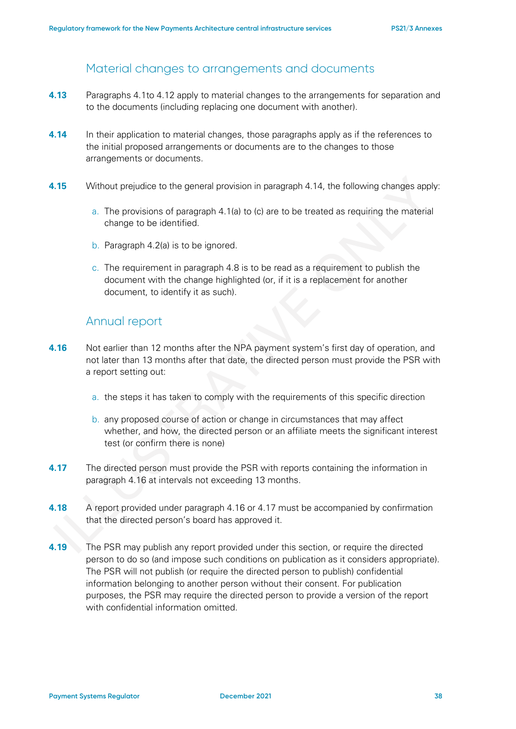## Material changes to arrangements and documents

**4.13** Paragraphs 4.1to 4.12 apply to material changes to the arrangements for separation and to the documents (including replacing one document with another).

**4.14** In their application to material changes, those paragraphs apply as if the references to the initial proposed arrangements or documents are to the changes to those arrangements or documents.

**4.15** Without prejudice to the general provision in paragraph 4.14, the following changes apply:

a. The provisions of paragraph 4.1(a) to (c) are to be treated as requiring the material change to be identified.

b. Paragraph 4.2(a) is to be ignored.

c. The requirement in paragraph 4.8 is to be read as a requirement to publish the document with the change highlighted (or, if it is a replacement for another document, to identify it as such).

## Annual report

**4.16** Not earlier than 12 months after the NPA payment system's first day of operation, and not later than 13 months after that date, the directed person must provide the PSR with a report setting out:

a. the steps it has taken to comply with the requirements of this specific direction

b. any proposed course of action or change in circumstances that may affect whether, and how, the directed person or an affiliate meets the significant interest test (or confirm there is none)

**4.17** The directed person must provide the PSR with reports containing the information in paragraph 4.16 at intervals not exceeding 13 months.

**4.18** A report provided under paragraph 4.16 or 4.17 must be accompanied by confirmation that the directed person's board has approved it.

**4.19** The PSR may publish any report provided under this section, or require the directed person to do so (and impose such conditions on publication as it considers appropriate). The PSR will not publish (or require the directed person to publish) confidential information belonging to another person without their consent. For publication purposes, the PSR may require the directed person to provide a version of the report with confidential information omitted.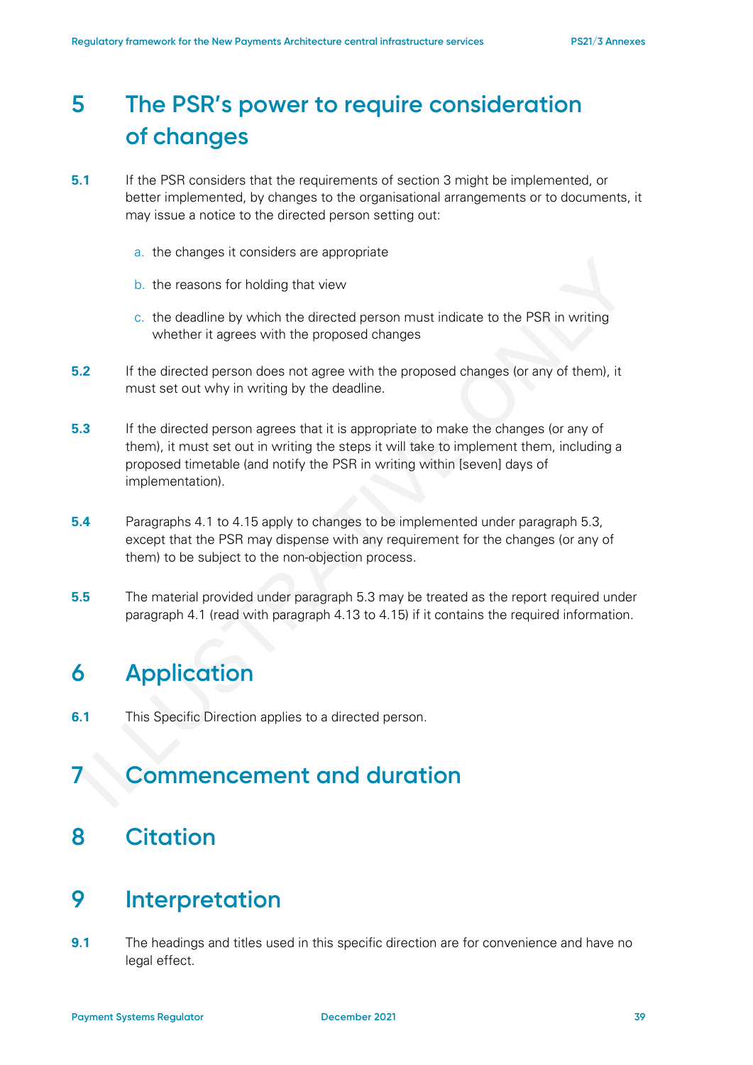# 5 The PSR's power to require consideration of changes

**5.1** If the PSR considers that the requirements of section 3 might be implemented, or better implemented, by changes to the organisational arrangements or to documents, it may issue a notice to the directed person setting out:

a. the changes it considers are appropriate

b. the reasons for holding that view

c. the deadline by which the directed person must indicate to the PSR in writing whether it agrees with the proposed changes

**5.2** If the directed person does not agree with the proposed changes (or any of them), it must set out why in writing by the deadline.

**5.3** If the directed person agrees that it is appropriate to make the changes (or any of them), it must set out in writing the steps it will take to implement them, including a proposed timetable (and notify the PSR in writing within [seven] days of implementation).

**5.4** Paragraphs 4.1 to 4.15 apply to changes to be implemented under paragraph 5.3, except that the PSR may dispense with any requirement for the changes (or any of them) to be subject to the non-objection process.

**5.5** The material provided under paragraph 5.3 may be treated as the report required under paragraph 4.1 (read with paragraph 4.13 to 4.15) if it contains the required information.

# 6 Application

**6.1** This Specific Direction applies to a directed person.

# 7 Commencement and duration

# 8 Citation

# 9 Interpretation

**9.1** The headings and titles used in this specific direction are for convenience and have no legal effect.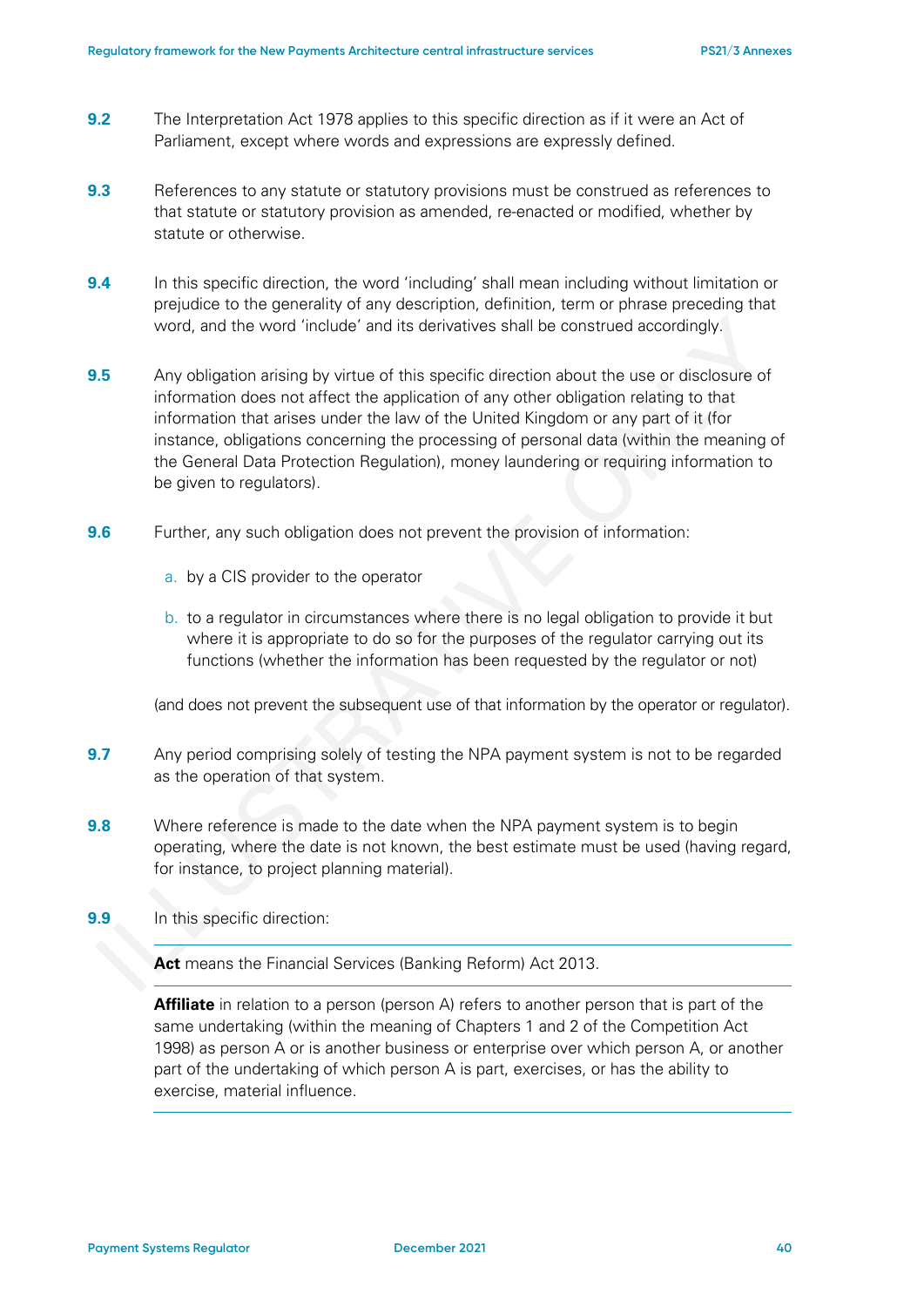**9.2** The Interpretation Act 1978 applies to this specific direction as if it were an Act of Parliament, except where words and expressions are expressly defined.

**9.3** References to any statute or statutory provisions must be construed as references to that statute or statutory provision as amended, re-enacted or modified, whether by statute or otherwise.

**9.4** In this specific direction, the word 'including' shall mean including without limitation or prejudice to the generality of any description, definition, term or phrase preceding that word, and the word 'include' and its derivatives shall be construed accordingly.

**9.5** Any obligation arising by virtue of this specific direction about the use or disclosure of information does not affect the application of any other obligation relating to that information that arises under the law of the United Kingdom or any part of it (for instance, obligations concerning the processing of personal data (within the meaning of the General Data Protection Regulation), money laundering or requiring information to be given to regulators).

**9.6** Further, any such obligation does not prevent the provision of information:

a. by a CIS provider to the operator

b. to a regulator in circumstances where there is no legal obligation to provide it but where it is appropriate to do so for the purposes of the regulator carrying out its functions (whether the information has been requested by the regulator or not)

(and does not prevent the subsequent use of that information by the operator or regulator).

**9.7** Any period comprising solely of testing the NPA payment system is not to be regarded as the operation of that system.

**9.8** Where reference is made to the date when the NPA payment system is to begin operating, where the date is not known, the best estimate must be used (having regard, for instance, to project planning material).

**9.9** In this specific direction:

**Act** means the Financial Services (Banking Reform) Act 2013.

**Affiliate** in relation to a person (person A) refers to another person that is part of the same undertaking (within the meaning of Chapters 1 and 2 of the Competition Act 1998) as person A or is another business or enterprise over which person A, or another part of the undertaking of which person A is part, exercises, or has the ability to exercise, material influence.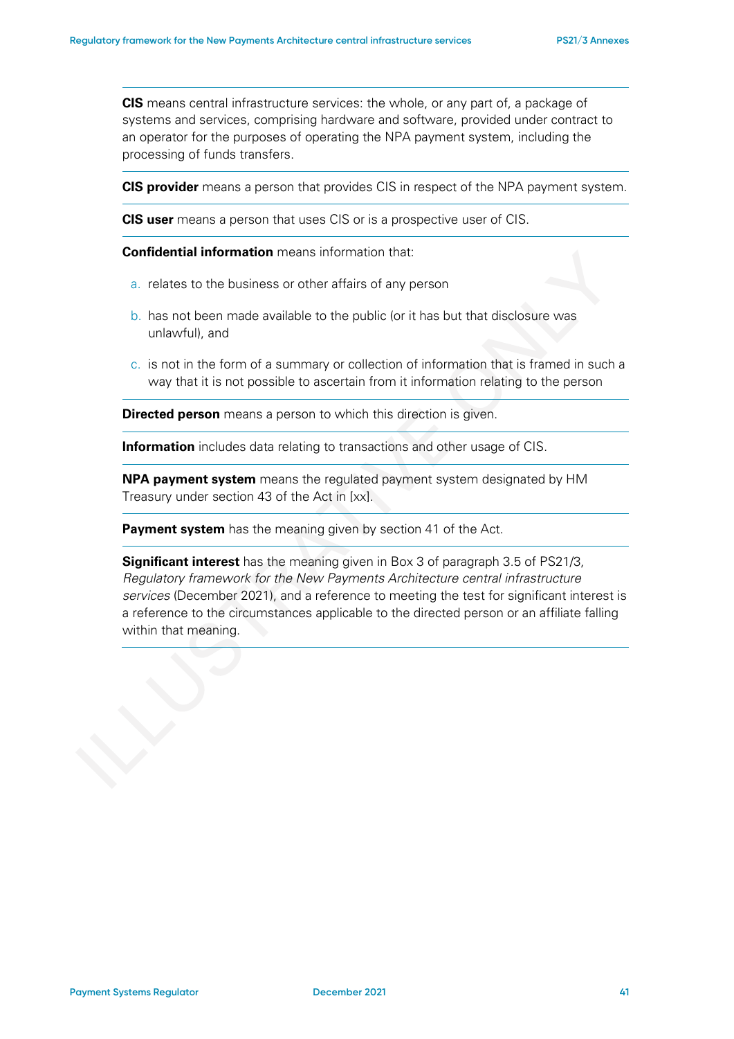**CIS** means central infrastructure services: the whole, or any part of, a package of systems and services, comprising hardware and software, provided under contract to an operator for the purposes of operating the NPA payment system, including the processing of funds transfers.

**CIS provider** means a person that provides CIS in respect of the NPA payment system.

**CIS user** means a person that uses CIS or is a prospective user of CIS.

**Confidential information** means information that:

a. relates to the business or other affairs of any person

b. has not been made available to the public (or it has but that disclosure was unlawful), and

c. is not in the form of a summary or collection of information that is framed in such a way that it is not possible to ascertain from it information relating to the person

**Directed person** means a person to which this direction is given.

**Information** includes data relating to transactions and other usage of CIS.

**NPA payment system** means the regulated payment system designated by HM Treasury under section 43 of the Act in [xx].

**Payment system** has the meaning given by section 41 of the Act.

**Significant interest** has the meaning given in Box 3 of paragraph 3.5 of PS21/3, *Regulatory framework for the New Payments Architecture central infrastructure services* (December 2021), and a reference to meeting the test for significant interest is a reference to the circumstances applicable to the directed person or an affiliate falling within that meaning.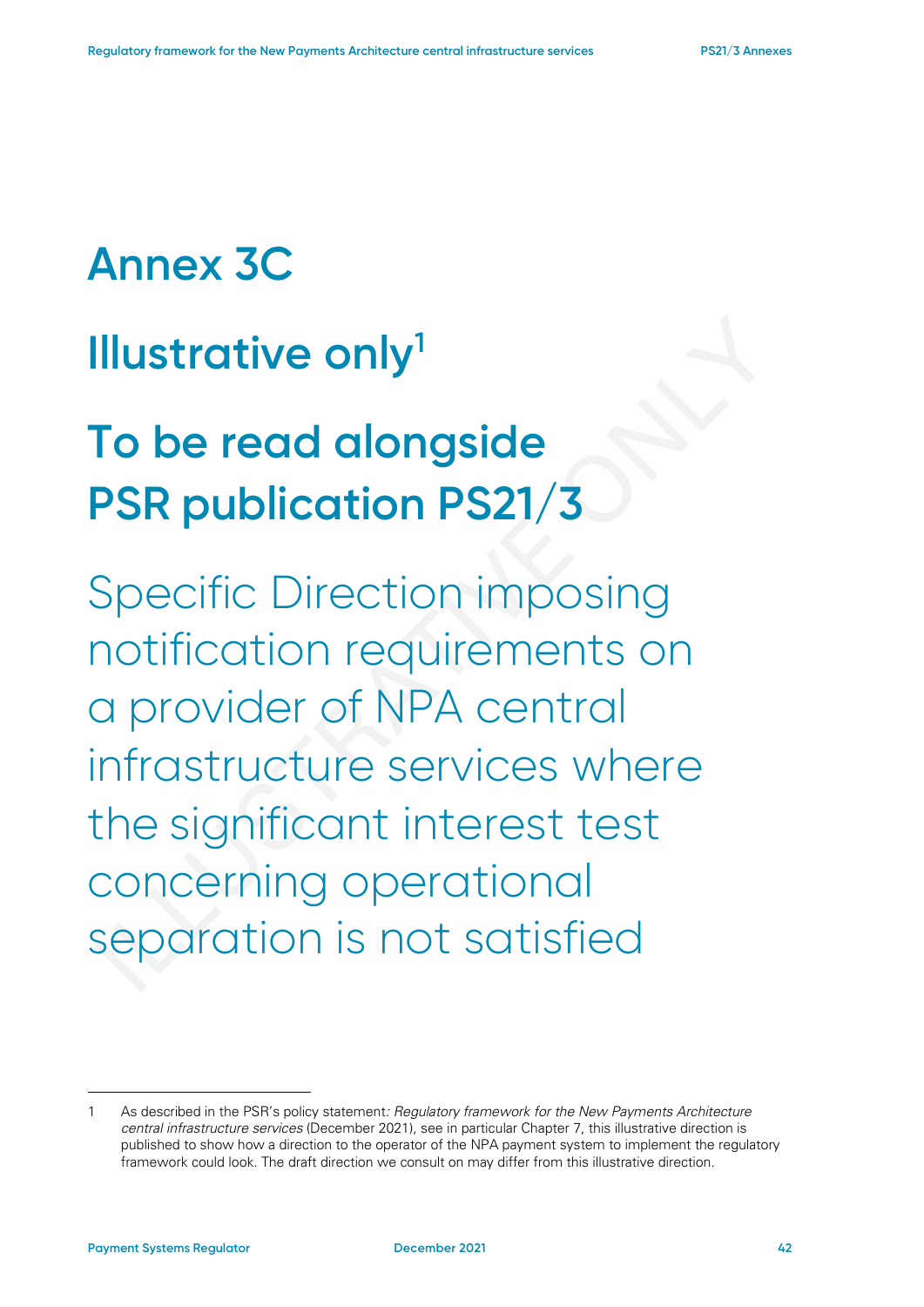# Annex 3C

# Illustrative only[1]

# To be read alongside PSR publication PS21/3

## Specific Direction imposing notification requirements on a provider of NPA central infrastructure services where the significant interest test concerning operational separation is not satisfied

---

1 As described in the PSR's policy statement*: Regulatory framework for the New Payments Architecture central infrastructure services* (December 2021), see in particular Chapter 7, this illustrative direction is published to show how a direction to the operator of the NPA payment system to implement the regulatory framework could look. The draft direction we consult on may differ from this illustrative direction.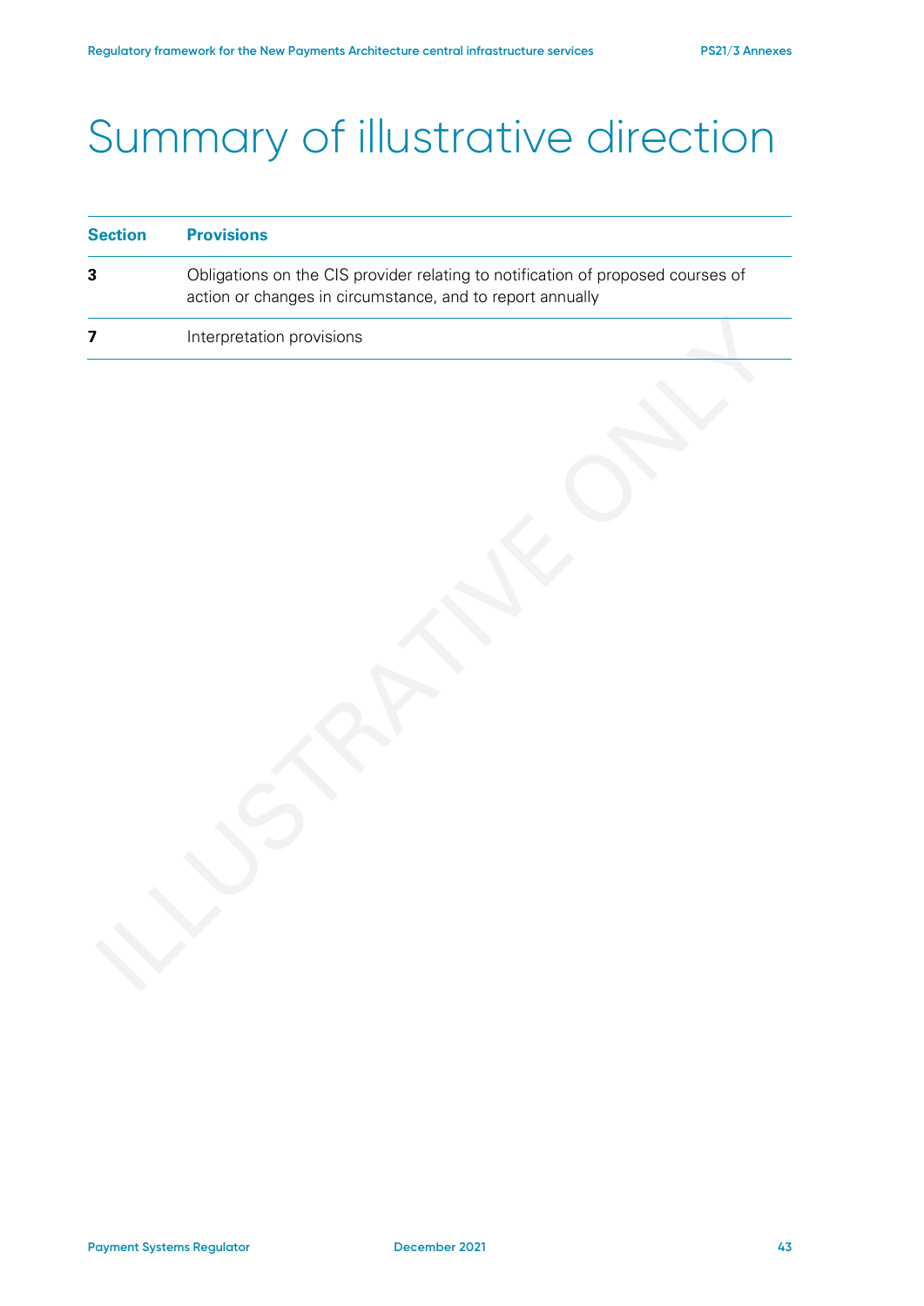# Summary of illustrative direction

| Section | Provisions |
|---|---|
| **3** | Obligations on the CIS provider relating to notification of proposed courses of action or changes in circumstance, and to report annually |
| **7** | Interpretation provisions |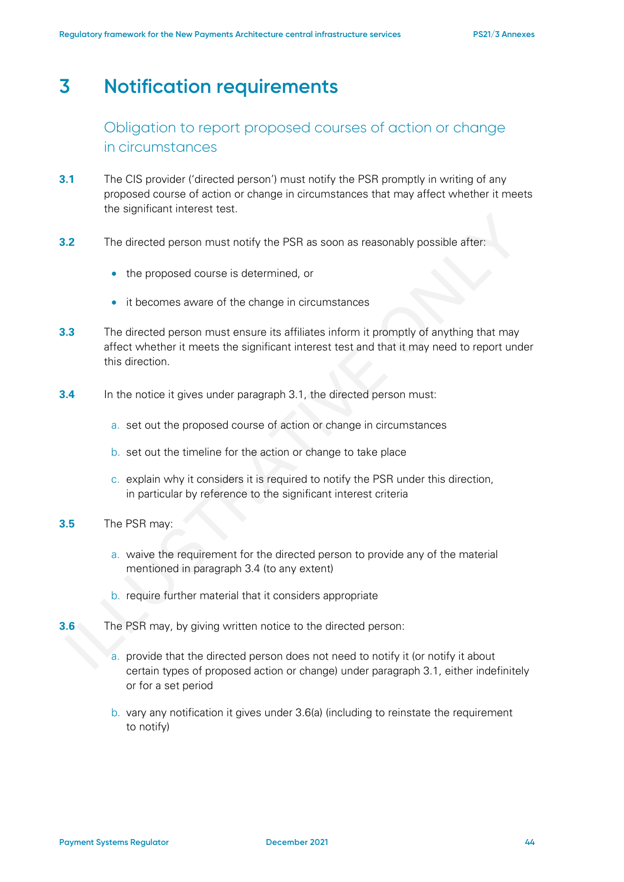# 3 Notification requirements

## Obligation to report proposed courses of action or change in circumstances

**3.1** The CIS provider ('directed person') must notify the PSR promptly in writing of any proposed course of action or change in circumstances that may affect whether it meets the significant interest test.

**3.2** The directed person must notify the PSR as soon as reasonably possible after:

- the proposed course is determined, or
- it becomes aware of the change in circumstances

**3.3** The directed person must ensure its affiliates inform it promptly of anything that may affect whether it meets the significant interest test and that it may need to report under this direction.

**3.4** In the notice it gives under paragraph 3.1, the directed person must:

a. set out the proposed course of action or change in circumstances

b. set out the timeline for the action or change to take place

c. explain why it considers it is required to notify the PSR under this direction, in particular by reference to the significant interest criteria

**3.5** The PSR may:

a. waive the requirement for the directed person to provide any of the material mentioned in paragraph 3.4 (to any extent)

b. require further material that it considers appropriate

**3.6** The PSR may, by giving written notice to the directed person:

a. provide that the directed person does not need to notify it (or notify it about certain types of proposed action or change) under paragraph 3.1, either indefinitely or for a set period

b. vary any notification it gives under 3.6(a) (including to reinstate the requirement to notify)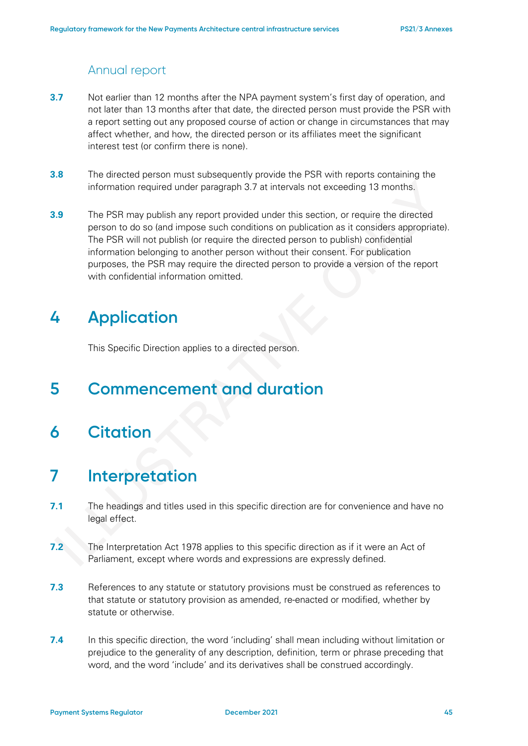### Annual report

**3.7** Not earlier than 12 months after the NPA payment system's first day of operation, and not later than 13 months after that date, the directed person must provide the PSR with a report setting out any proposed course of action or change in circumstances that may affect whether, and how, the directed person or its affiliates meet the significant interest test (or confirm there is none).

**3.8** The directed person must subsequently provide the PSR with reports containing the information required under paragraph 3.7 at intervals not exceeding 13 months.

**3.9** The PSR may publish any report provided under this section, or require the directed person to do so (and impose such conditions on publication as it considers appropriate). The PSR will not publish (or require the directed person to publish) confidential information belonging to another person without their consent. For publication purposes, the PSR may require the directed person to provide a version of the report with confidential information omitted.

# 4 Application

This Specific Direction applies to a directed person.

# 5 Commencement and duration

# 6 Citation

# 7 Interpretation

**7.1** The headings and titles used in this specific direction are for convenience and have no legal effect.

**7.2** The Interpretation Act 1978 applies to this specific direction as if it were an Act of Parliament, except where words and expressions are expressly defined.

**7.3** References to any statute or statutory provisions must be construed as references to that statute or statutory provision as amended, re-enacted or modified, whether by statute or otherwise.

**7.4** In this specific direction, the word 'including' shall mean including without limitation or prejudice to the generality of any description, definition, term or phrase preceding that word, and the word 'include' and its derivatives shall be construed accordingly.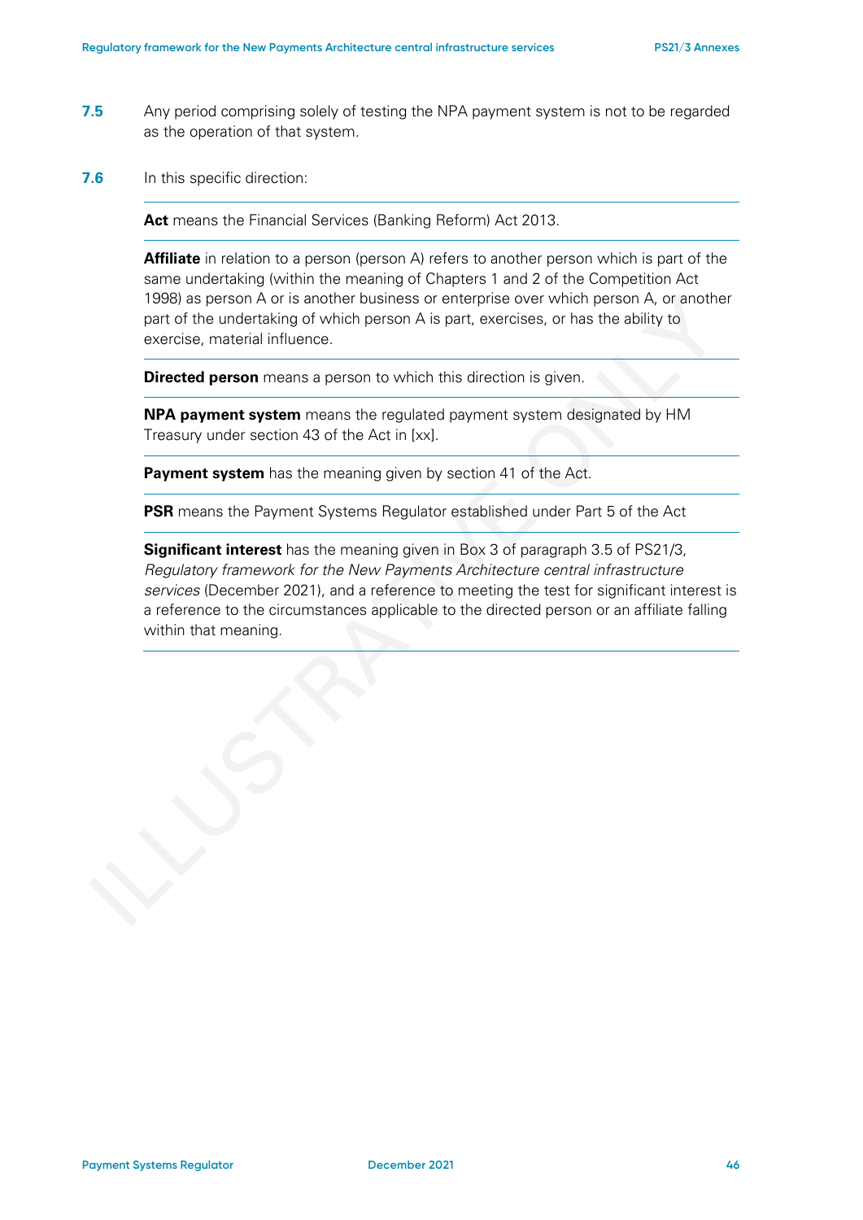**7.5** Any period comprising solely of testing the NPA payment system is not to be regarded as the operation of that system.

**7.6** In this specific direction:

**Act** means the Financial Services (Banking Reform) Act 2013.

**Affiliate** in relation to a person (person A) refers to another person which is part of the same undertaking (within the meaning of Chapters 1 and 2 of the Competition Act 1998) as person A or is another business or enterprise over which person A, or another part of the undertaking of which person A is part, exercises, or has the ability to exercise, material influence.

**Directed person** means a person to which this direction is given.

**NPA payment system** means the regulated payment system designated by HM Treasury under section 43 of the Act in [xx].

**Payment system** has the meaning given by section 41 of the Act.

**PSR** means the Payment Systems Regulator established under Part 5 of the Act

**Significant interest** has the meaning given in Box 3 of paragraph 3.5 of PS21/3, *Regulatory framework for the New Payments Architecture central infrastructure services* (December 2021), and a reference to meeting the test for significant interest is a reference to the circumstances applicable to the directed person or an affiliate falling within that meaning.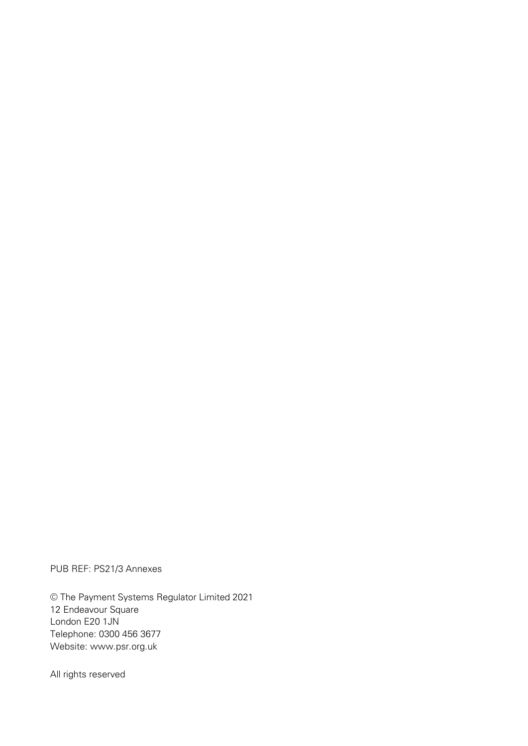PUB REF: PS21/3 Annexes

© The Payment Systems Regulator Limited 2021
12 Endeavour Square
London E20 1JN
Telephone: 0300 456 3677
Website: www.psr.org.uk

All rights reserved